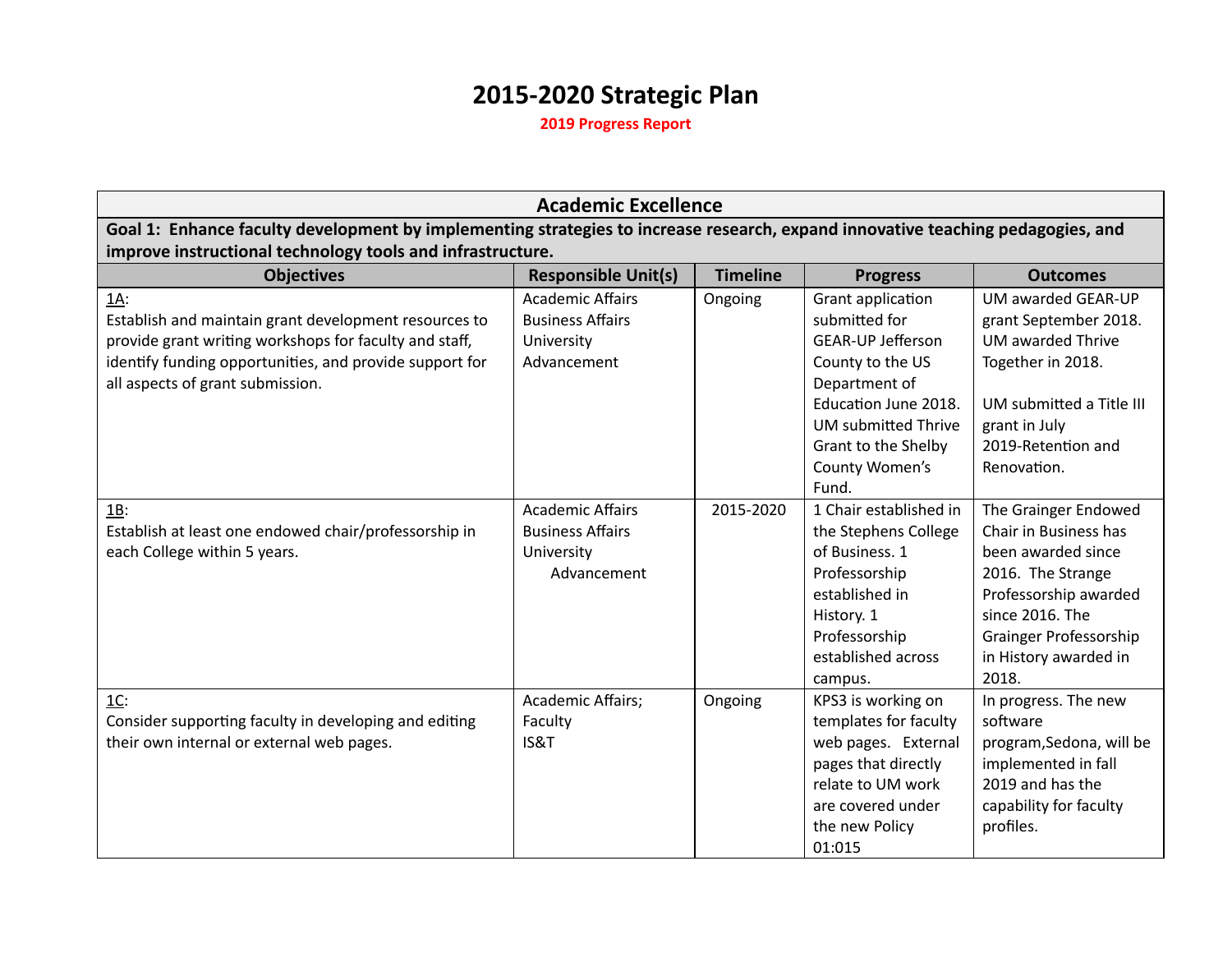# 2015-2020 Strategic Plan

**2019 Progress Report**

| Academic Excellence | | | | |
|---|---|---|---|---|
| **Goal 1: Enhance faculty development by implementing strategies to increase research, expand innovative teaching pedagogies, and improve instructional technology tools and infrastructure.** | | | | |
| **Objectives** | **Responsible Unit(s)** | **Timeline** | **Progress** | **Outcomes** |
| 1A: Establish and maintain grant development resources to provide grant writing workshops for faculty and staff, identify funding opportunities, and provide support for all aspects of grant submission. | Academic Affairs Business Affairs University Advancement | Ongoing | Grant application submitted for GEAR-UP Jefferson County to the US Department of Education June 2018. UM submitted Thrive Grant to the Shelby County Women's Fund. | UM awarded GEAR-UP grant September 2018. UM awarded Thrive Together in 2018. UM submitted a Title III grant in July 2019-Retention and Renovation. |
| 1B: Establish at least one endowed chair/professorship in each College within 5 years. | Academic Affairs Business Affairs University Advancement | 2015-2020 | 1 Chair established in the Stephens College of Business. 1 Professorship established in History. 1 Professorship established across campus. | The Grainger Endowed Chair in Business has been awarded since 2016. The Strange Professorship awarded since 2016. The Grainger Professorship in History awarded in 2018. |
| 1C: Consider supporting faculty in developing and editing their own internal or external web pages. | Academic Affairs; Faculty IS&T | Ongoing | KPS3 is working on templates for faculty web pages. External pages that directly relate to UM work are covered under the new Policy 01:015 | In progress. The new software program,Sedona, will be implemented in fall 2019 and has the capability for faculty profiles. |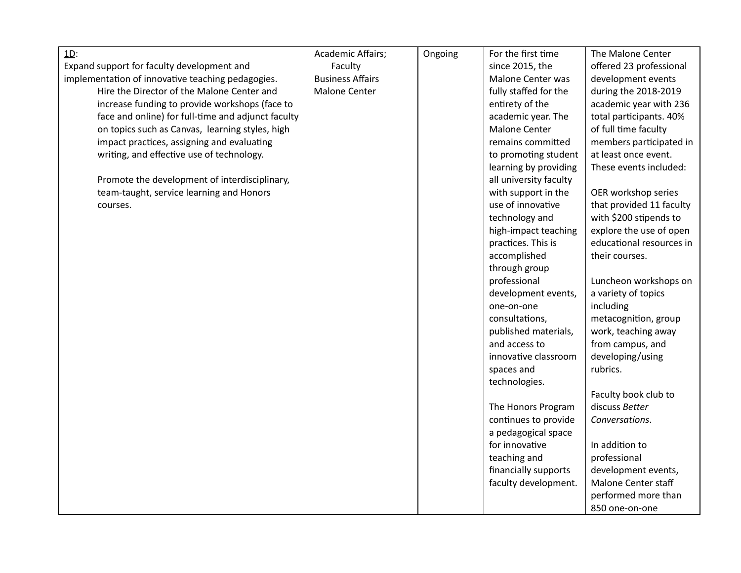| | | | | |
|---|---|---|---|---|
| <u>1D</u>:<br>Expand support for faculty development and implementation of innovative teaching pedagogies.<br>Hire the Director of the Malone Center and increase funding to provide workshops (face to face and online) for full-time and adjunct faculty on topics such as Canvas, learning styles, high impact practices, assigning and evaluating writing, and effective use of technology.<br><br>Promote the development of interdisciplinary, team-taught, service learning and Honors courses. | Academic Affairs;<br>Faculty<br>Business Affairs<br>Malone Center | Ongoing | For the first time since 2015, the Malone Center was fully staffed for the entirety of the academic year. The Malone Center remains committed to promoting student learning by providing all university faculty with support in the use of innovative technology and high-impact teaching practices. This is accomplished through group professional development events, one-on-one consultations, published materials, and access to innovative classroom spaces and technologies.<br><br>The Honors Program continues to provide a pedagogical space for innovative teaching and financially supports faculty development. | The Malone Center offered 23 professional development events during the 2018-2019 academic year with 236 total participants. 40% of full time faculty members participated in at least once event. These events included:<br><br>OER workshop series that provided 11 faculty with $200 stipends to explore the use of open educational resources in their courses.<br><br>Luncheon workshops on a variety of topics including metacognition, group work, teaching away from campus, and developing/using rubrics.<br><br>Faculty book club to discuss *Better Conversations*.<br><br>In addition to professional development events, Malone Center staff performed more than 850 one-on-one |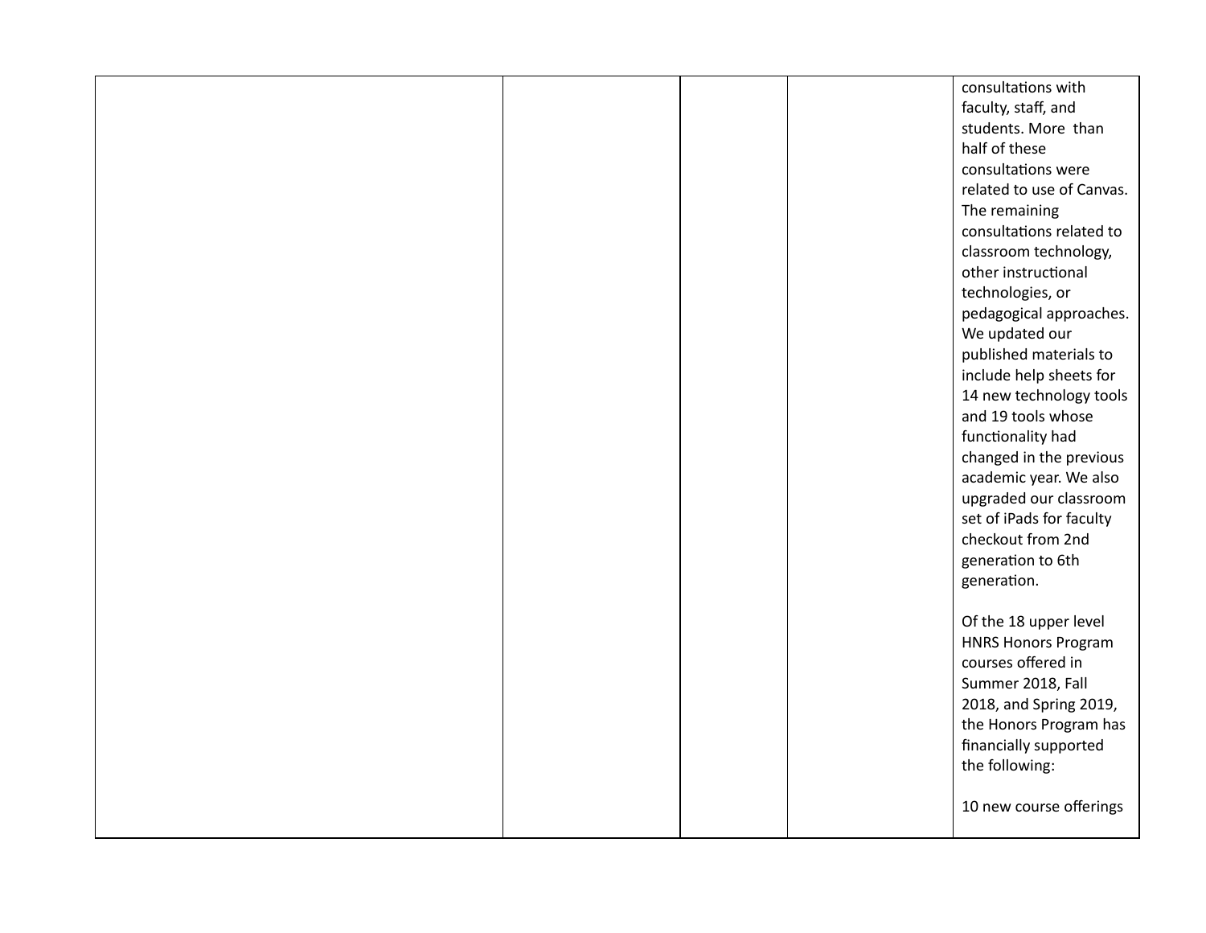| | | | | |
|---|---|---|---|---|
| | | | | consultations with faculty, staff, and students. More than half of these consultations were related to use of Canvas. The remaining consultations related to classroom technology, other instructional technologies, or pedagogical approaches. We updated our published materials to include help sheets for 14 new technology tools and 19 tools whose functionality had changed in the previous academic year. We also upgraded our classroom set of iPads for faculty checkout from 2nd generation to 6th generation.<br><br>Of the 18 upper level HNRS Honors Program courses offered in Summer 2018, Fall 2018, and Spring 2019, the Honors Program has financially supported the following:<br><br>10 new course offerings |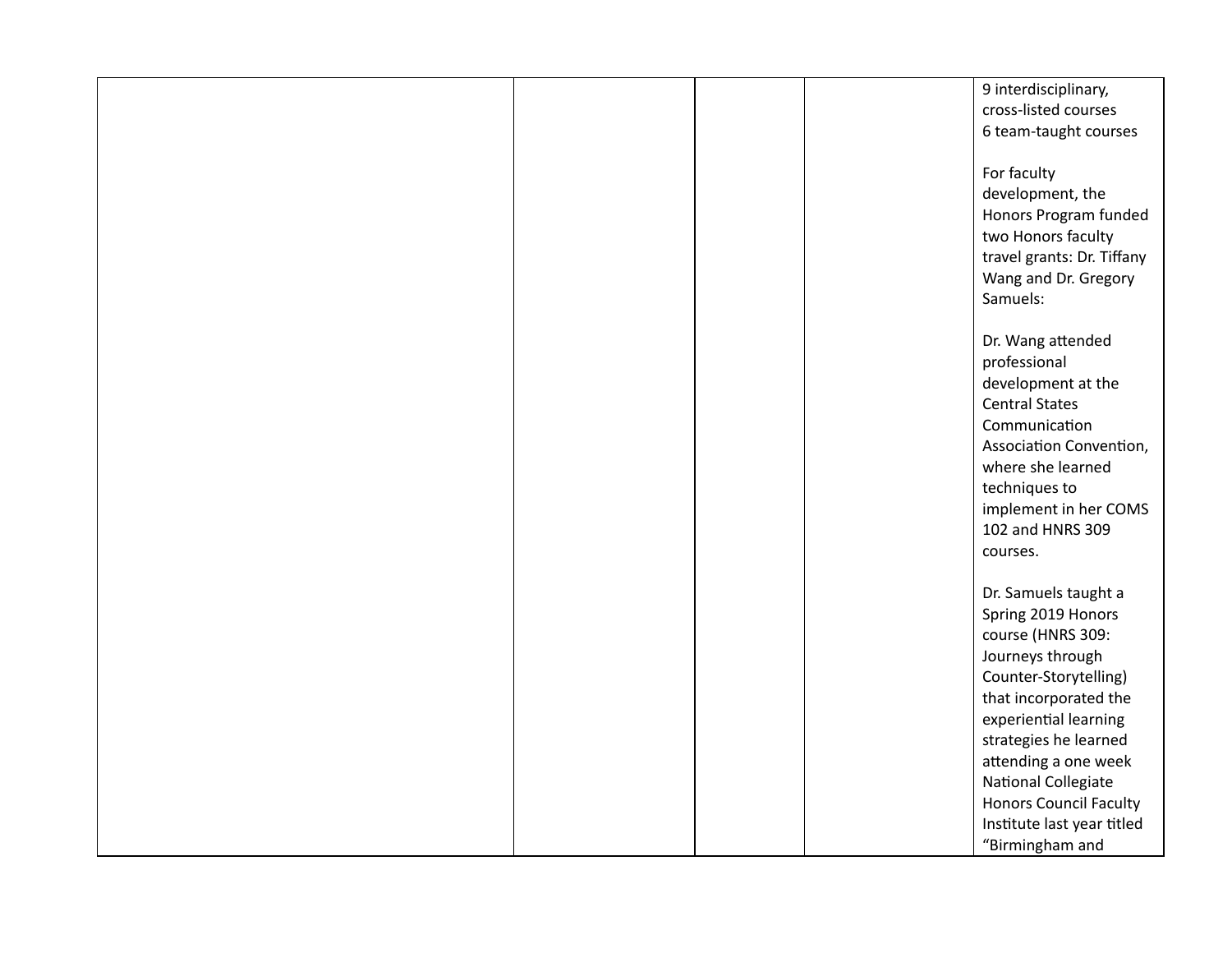| | | | | |
|---|---|---|---|---|
| | | | | 9 interdisciplinary, cross-listed courses<br>6 team-taught courses<br><br>For faculty development, the Honors Program funded two Honors faculty travel grants: Dr. Tiffany Wang and Dr. Gregory Samuels:<br><br>Dr. Wang attended professional development at the Central States Communication Association Convention, where she learned techniques to implement in her COMS 102 and HNRS 309 courses.<br><br>Dr. Samuels taught a Spring 2019 Honors course (HNRS 309: Journeys through Counter-Storytelling) that incorporated the experiential learning strategies he learned attending a one week National Collegiate Honors Council Faculty Institute last year titled "Birmingham and |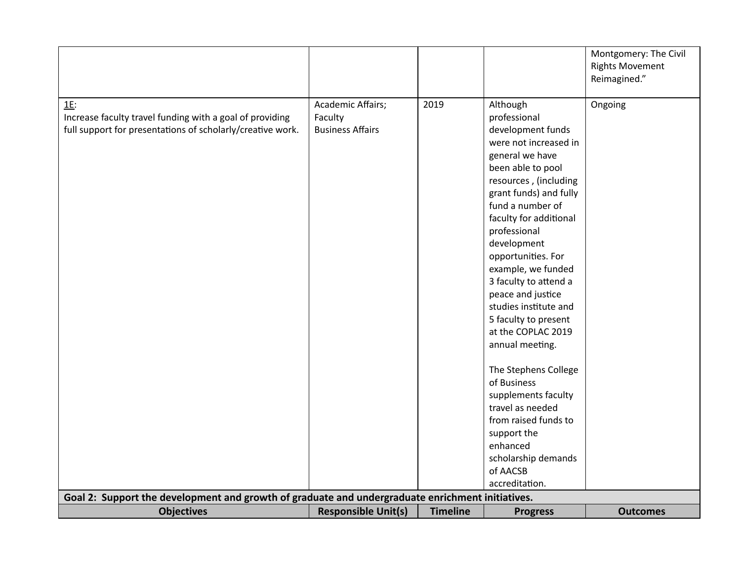| | | | | |
|---|---|---|---|---|
| | | | | Montgomery: The Civil Rights Movement Reimagined.” |
| 1E:<br>Increase faculty travel funding with a goal of providing full support for presentations of scholarly/creative work. | Academic Affairs;<br>Faculty<br>Business Affairs | 2019 | Although professional development funds were not increased in general we have been able to pool resources , (including grant funds) and fully fund a number of faculty for additional professional development opportunities. For example, we funded 3 faculty to attend a peace and justice studies institute and 5 faculty to present at the COPLAC 2019 annual meeting.<br><br>The Stephens College of Business supplements faculty travel as needed from raised funds to support the enhanced scholarship demands of AACSB accreditation. | Ongoing |

**Goal 2: Support the development and growth of graduate and undergraduate enrichment initiatives.**

| Objectives | Responsible Unit(s) | Timeline | Progress | Outcomes |
|---|---|---|---|---|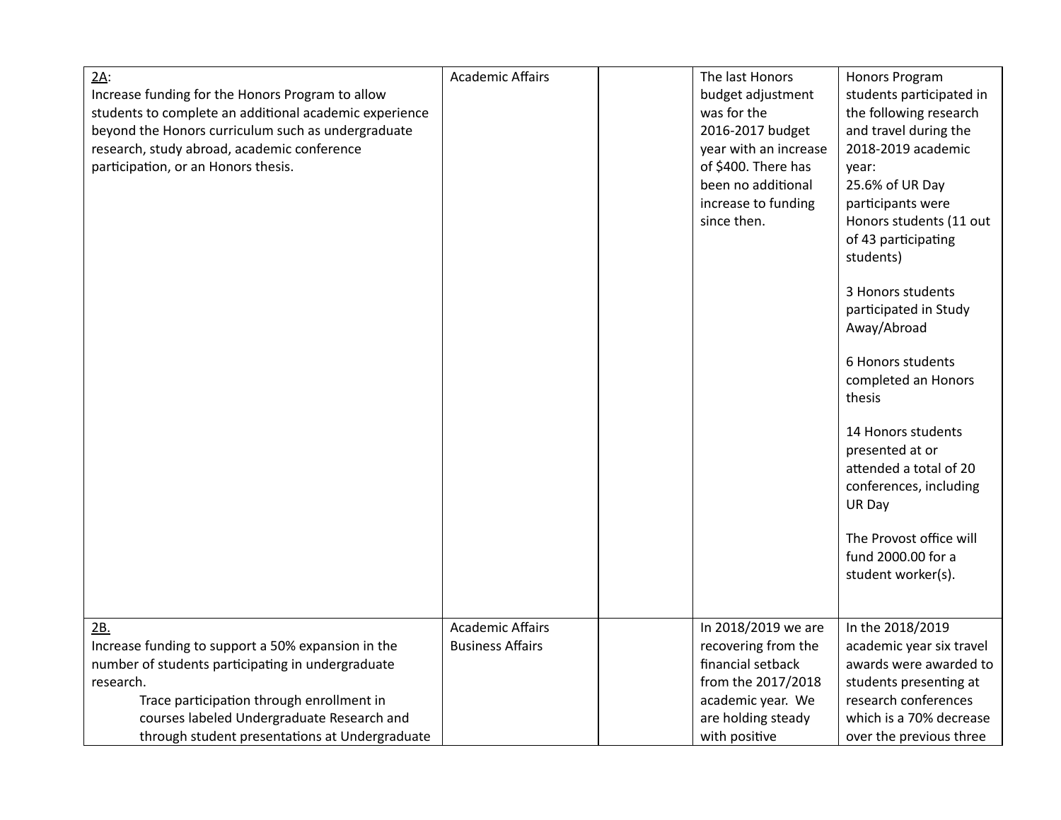| | | | | |
|---|---|---|---|---|
| 2A:<br>Increase funding for the Honors Program to allow students to complete an additional academic experience beyond the Honors curriculum such as undergraduate research, study abroad, academic conference participation, or an Honors thesis. | Academic Affairs | | The last Honors budget adjustment was for the 2016-2017 budget year with an increase of $400. There has been no additional increase to funding since then. | Honors Program students participated in the following research and travel during the 2018-2019 academic year:<br>25.6% of UR Day participants were Honors students (11 out of 43 participating students)<br><br>3 Honors students participated in Study Away/Abroad<br><br>6 Honors students completed an Honors thesis<br><br>14 Honors students presented at or attended a total of 20 conferences, including UR Day<br><br>The Provost office will fund 2000.00 for a student worker(s). |
| 2B.<br>Increase funding to support a 50% expansion in the number of students participating in undergraduate research.<br>Trace participation through enrollment in courses labeled Undergraduate Research and through student presentations at Undergraduate | Academic Affairs<br>Business Affairs | | In 2018/2019 we are recovering from the financial setback from the 2017/2018 academic year. We are holding steady with positive | In the 2018/2019 academic year six travel awards were awarded to students presenting at research conferences which is a 70% decrease over the previous three |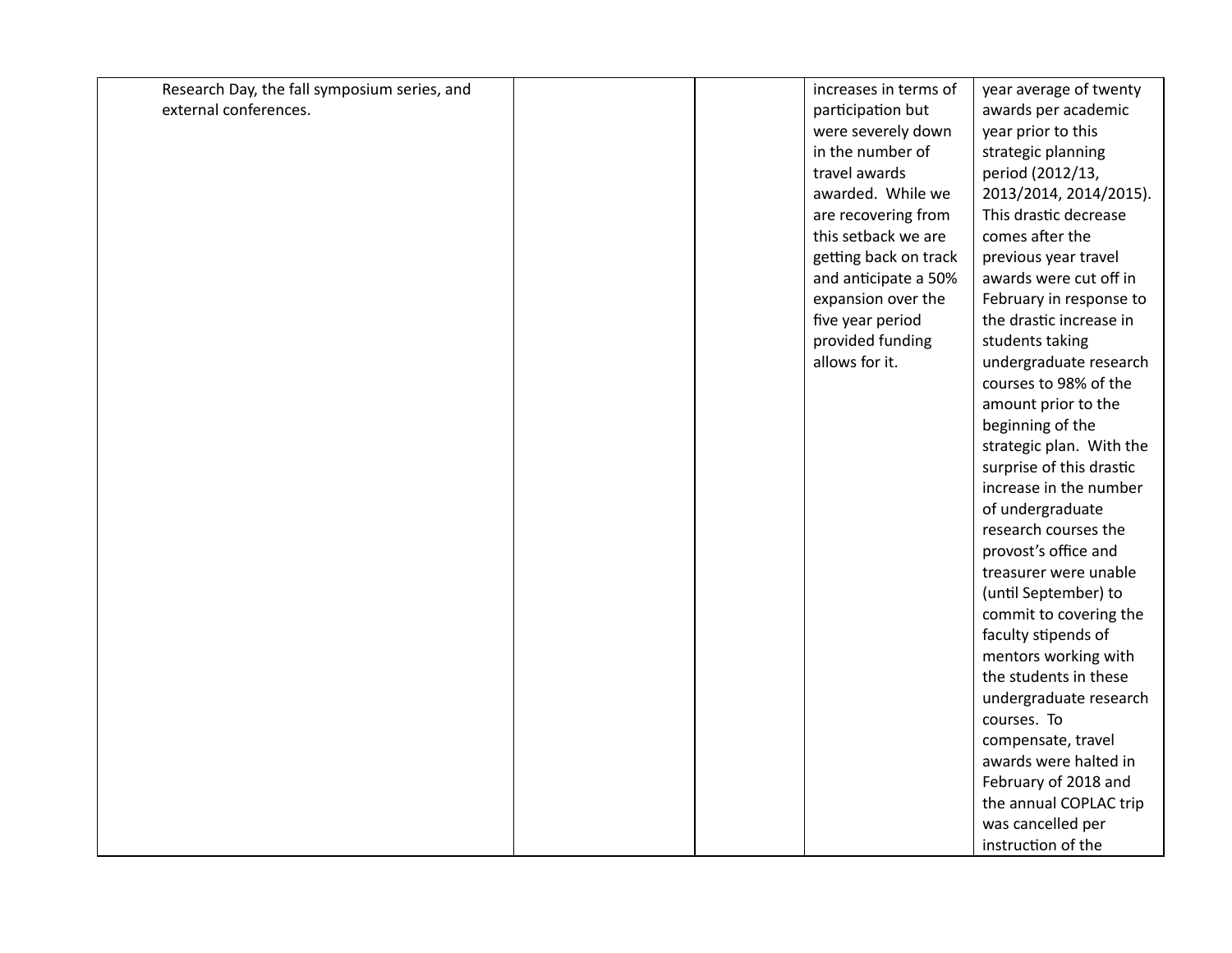| | | | | |
|---|---|---|---|---|
| Research Day, the fall symposium series, and external conferences. | | | increases in terms of participation but were severely down in the number of travel awards awarded. While we are recovering from this setback we are getting back on track and anticipate a 50% expansion over the five year period provided funding allows for it. | year average of twenty awards per academic year prior to this strategic planning period (2012/13, 2013/2014, 2014/2015). This drastic decrease comes after the previous year travel awards were cut off in February in response to the drastic increase in students taking undergraduate research courses to 98% of the amount prior to the beginning of the strategic plan. With the surprise of this drastic increase in the number of undergraduate research courses the provost's office and treasurer were unable (until September) to commit to covering the faculty stipends of mentors working with the students in these undergraduate research courses. To compensate, travel awards were halted in February of 2018 and the annual COPLAC trip was cancelled per instruction of the |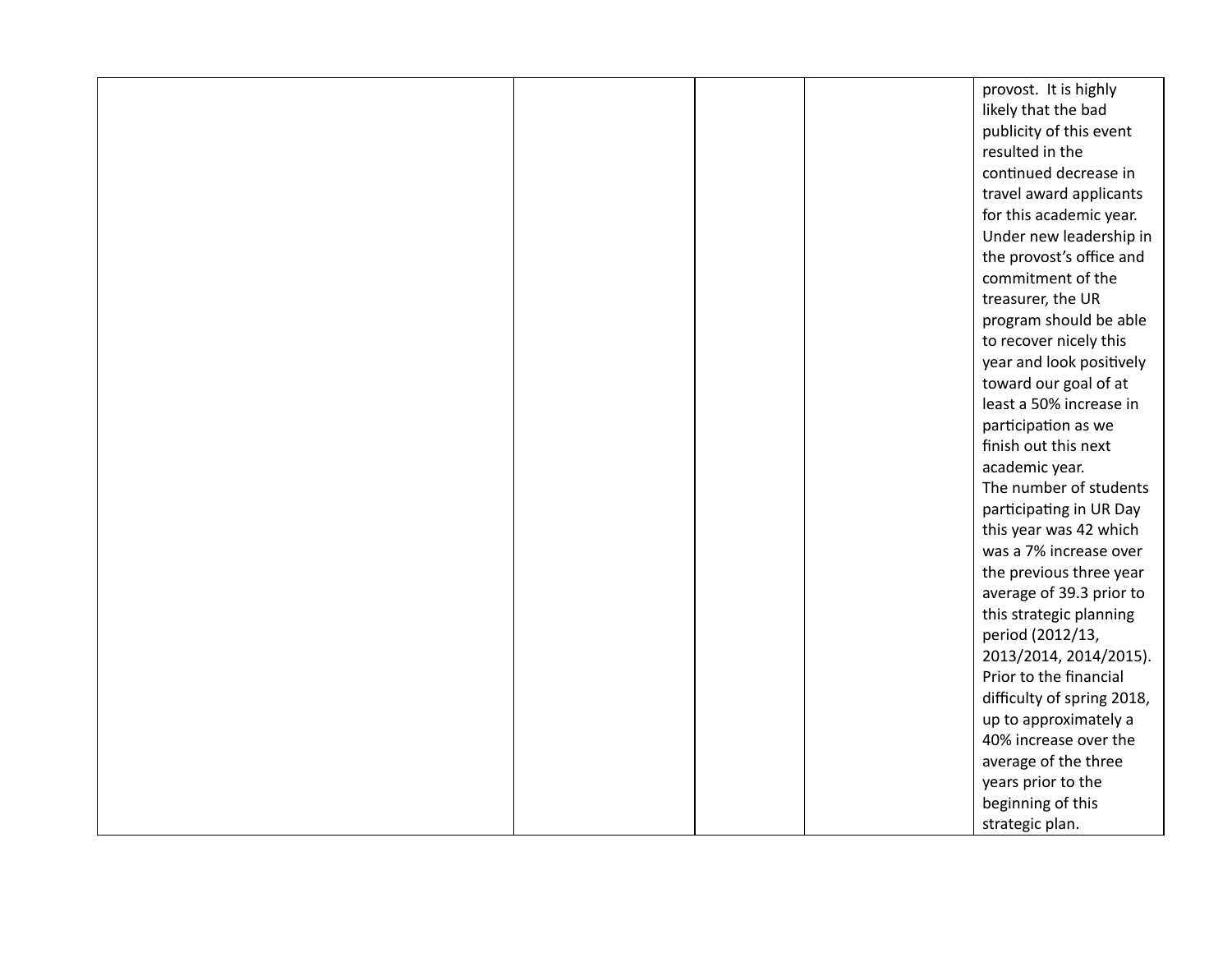| | | | | |
|---|---|---|---|---|
| | | | | provost. It is highly likely that the bad publicity of this event resulted in the continued decrease in travel award applicants for this academic year. Under new leadership in the provost's office and commitment of the treasurer, the UR program should be able to recover nicely this year and look positively toward our goal of at least a 50% increase in participation as we finish out this next academic year.<br>The number of students participating in UR Day this year was 42 which was a 7% increase over the previous three year average of 39.3 prior to this strategic planning period (2012/13, 2013/2014, 2014/2015). Prior to the financial difficulty of spring 2018, up to approximately a 40% increase over the average of the three years prior to the beginning of this strategic plan. |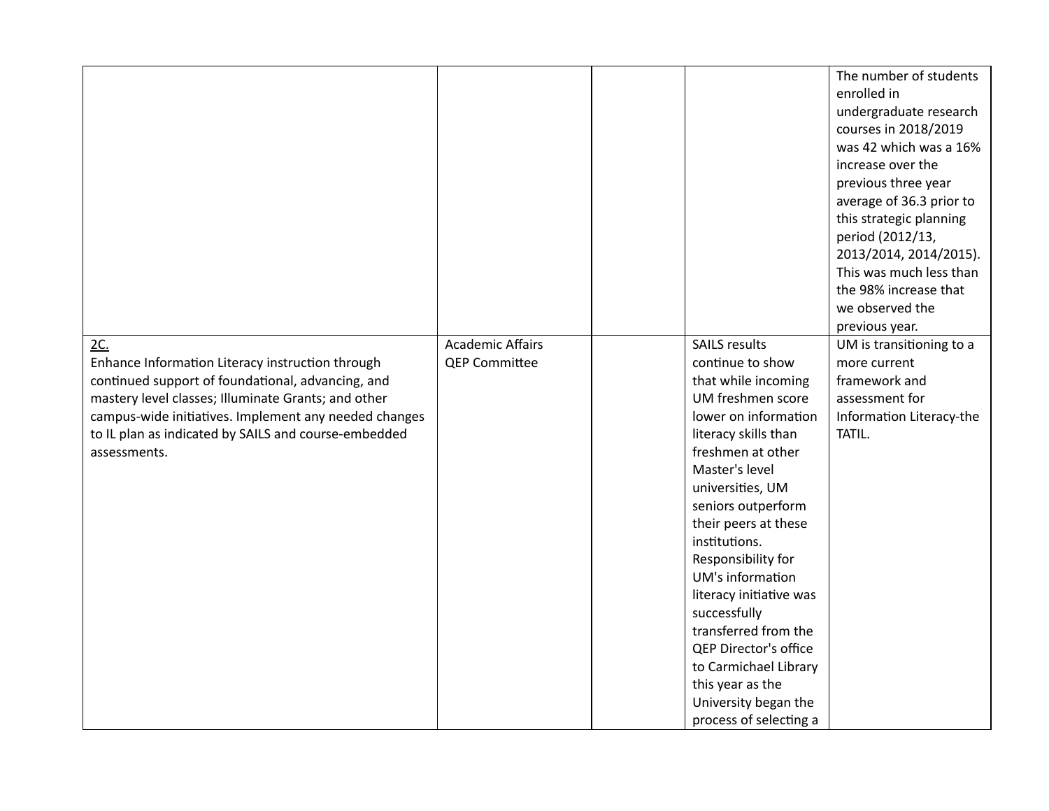| | | | | |
|---|---|---|---|---|
| | | | | The number of students enrolled in undergraduate research courses in 2018/2019 was 42 which was a 16% increase over the previous three year average of 36.3 prior to this strategic planning period (2012/13, 2013/2014, 2014/2015). This was much less than the 98% increase that we observed the previous year. |
| 2C.<br>Enhance Information Literacy instruction through continued support of foundational, advancing, and mastery level classes; Illuminate Grants; and other campus-wide initiatives. Implement any needed changes to IL plan as indicated by SAILS and course-embedded assessments. | Academic Affairs<br>QEP Committee | | SAILS results continue to show that while incoming UM freshmen score lower on information literacy skills than freshmen at other Master's level universities, UM seniors outperform their peers at these institutions. Responsibility for UM's information literacy initiative was successfully transferred from the QEP Director's office to Carmichael Library this year as the University began the process of selecting a | UM is transitioning to a more current framework and assessment for Information Literacy-the TATIL. |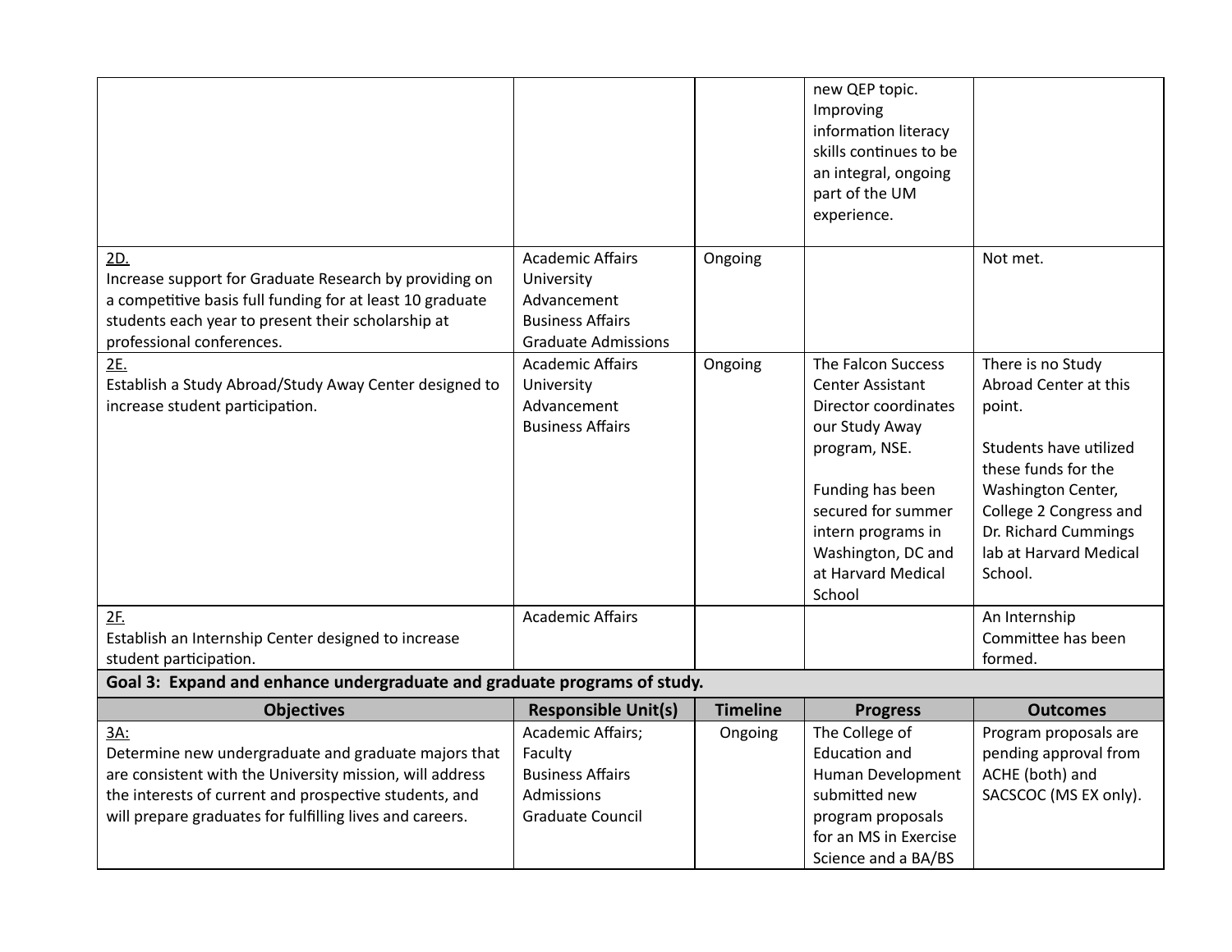| | | | | |
|---|---|---|---|---|
| | | | new QEP topic. Improving information literacy skills continues to be an integral, ongoing part of the UM experience. | |
| 2D.<br>Increase support for Graduate Research by providing on a competitive basis full funding for at least 10 graduate students each year to present their scholarship at professional conferences. | Academic Affairs<br>University Advancement<br>Business Affairs<br>Graduate Admissions | Ongoing | | Not met. |
| 2E.<br>Establish a Study Abroad/Study Away Center designed to increase student participation. | Academic Affairs<br>University Advancement<br>Business Affairs | Ongoing | The Falcon Success Center Assistant Director coordinates our Study Away program, NSE.<br><br>Funding has been secured for summer intern programs in Washington, DC and at Harvard Medical School | There is no Study Abroad Center at this point.<br><br>Students have utilized these funds for the Washington Center, College 2 Congress and Dr. Richard Cummings lab at Harvard Medical School. |
| 2F.<br>Establish an Internship Center designed to increase student participation. | Academic Affairs | | | An Internship Committee has been formed. |
| **Goal 3: Expand and enhance undergraduate and graduate programs of study.** | | | | |
| **Objectives** | **Responsible Unit(s)** | **Timeline** | **Progress** | **Outcomes** |
| 3A:<br>Determine new undergraduate and graduate majors that are consistent with the University mission, will address the interests of current and prospective students, and will prepare graduates for fulfilling lives and careers. | Academic Affairs;<br>Faculty<br>Business Affairs<br>Admissions<br>Graduate Council | Ongoing | The College of Education and Human Development submitted new program proposals for an MS in Exercise Science and a BA/BS | Program proposals are pending approval from ACHE (both) and SACSCOC (MS EX only). |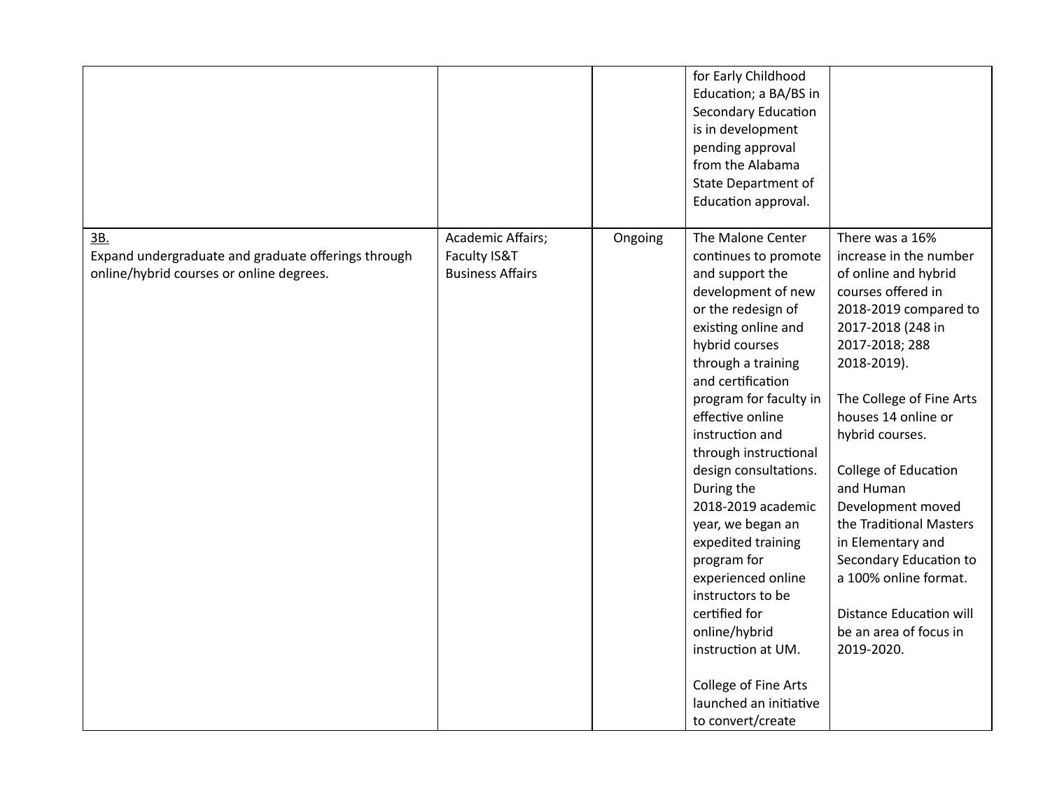| | | | | |
|---|---|---|---|---|
| | | | for Early Childhood Education; a BA/BS in Secondary Education is in development pending approval from the Alabama State Department of Education approval. | |
| <u>3B.</u><br>Expand undergraduate and graduate offerings through online/hybrid courses or online degrees. | Academic Affairs; Faculty IS&T Business Affairs | Ongoing | The Malone Center continues to promote and support the development of new or the redesign of existing online and hybrid courses through a training and certification program for faculty in effective online instruction and through instructional design consultations. During the 2018-2019 academic year, we began an expedited training program for experienced online instructors to be certified for online/hybrid instruction at UM.<br><br>College of Fine Arts launched an initiative to convert/create | There was a 16% increase in the number of online and hybrid courses offered in 2018-2019 compared to 2017-2018 (248 in 2017-2018; 288 2018-2019).<br><br>The College of Fine Arts houses 14 online or hybrid courses.<br><br>College of Education and Human Development moved the Traditional Masters in Elementary and Secondary Education to a 100% online format.<br><br>Distance Education will be an area of focus in 2019-2020. |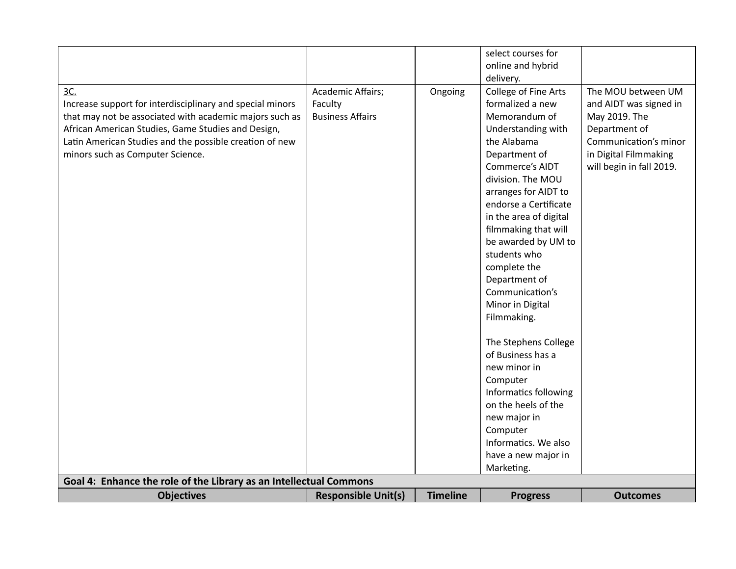| Objectives | Responsible Unit(s) | Timeline | Progress | Outcomes |
|---|---|---|---|---|
| | | | select courses for online and hybrid delivery. | |
| 3C.<br>Increase support for interdisciplinary and special minors that may not be associated with academic majors such as African American Studies, Game Studies and Design, Latin American Studies and the possible creation of new minors such as Computer Science. | Academic Affairs;<br>Faculty<br>Business Affairs | Ongoing | College of Fine Arts formalized a new Memorandum of Understanding with the Alabama Department of Commerce's AIDT division. The MOU arranges for AIDT to endorse a Certificate in the area of digital filmmaking that will be awarded by UM to students who complete the Department of Communication's Minor in Digital Filmmaking.<br><br>The Stephens College of Business has a new minor in Computer Informatics following on the heels of the new major in Computer Informatics. We also have a new major in Marketing. | The MOU between UM and AIDT was signed in May 2019. The Department of Communication's minor in Digital Filmmaking will begin in fall 2019. |

**Goal 4: Enhance the role of the Library as an Intellectual Commons**

| Objectives | Responsible Unit(s) | Timeline | Progress | Outcomes |
|---|---|---|---|---|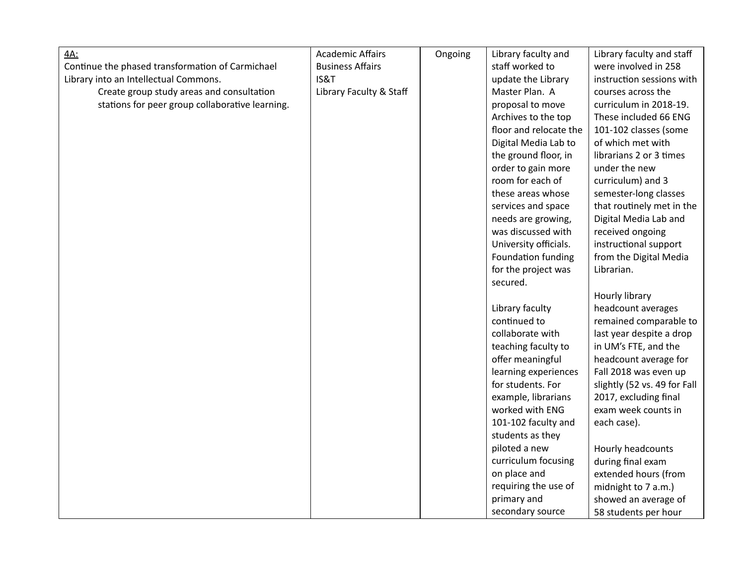| | | | | |
|---|---|---|---|---|
| <u>4A:</u><br>Continue the phased transformation of Carmichael Library into an Intellectual Commons.<br>Create group study areas and consultation stations for peer group collaborative learning. | Academic Affairs<br>Business Affairs<br>IS&T<br>Library Faculty & Staff | Ongoing | Library faculty and staff worked to update the Library Master Plan. A proposal to move Archives to the top floor and relocate the Digital Media Lab to the ground floor, in order to gain more room for each of these areas whose services and space needs are growing, was discussed with University officials. Foundation funding for the project was secured.<br><br>Library faculty continued to collaborate with teaching faculty to offer meaningful learning experiences for students. For example, librarians worked with ENG 101-102 faculty and students as they piloted a new curriculum focusing on place and requiring the use of primary and secondary source | Library faculty and staff were involved in 258 instruction sessions with courses across the curriculum in 2018-19. These included 66 ENG 101-102 classes (some of which met with librarians 2 or 3 times under the new curriculum) and 3 semester-long classes that routinely met in the Digital Media Lab and received ongoing instructional support from the Digital Media Librarian.<br><br>Hourly library headcount averages remained comparable to last year despite a drop in UM's FTE, and the headcount average for Fall 2018 was even up slightly (52 vs. 49 for Fall 2017, excluding final exam week counts in each case).<br><br>Hourly headcounts during final exam extended hours (from midnight to 7 a.m.) showed an average of 58 students per hour |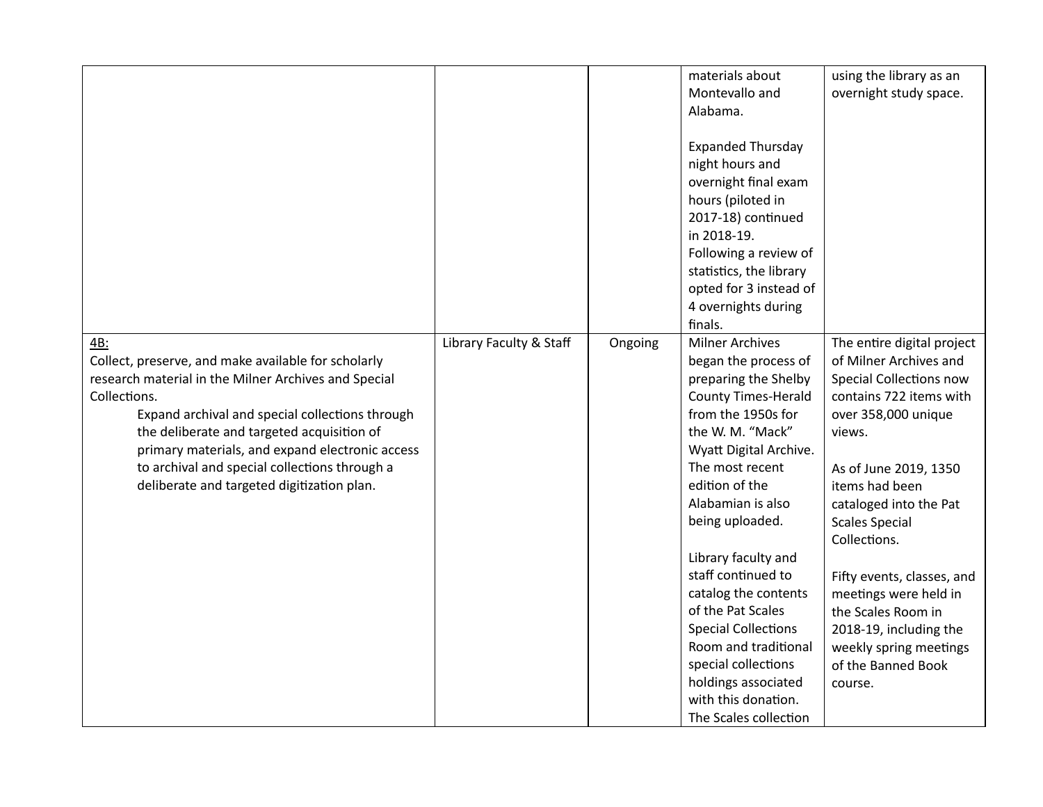| | | | | |
|---|---|---|---|---|
| | | | materials about Montevallo and Alabama.<br><br>Expanded Thursday night hours and overnight final exam hours (piloted in 2017-18) continued in 2018-19. Following a review of statistics, the library opted for 3 instead of 4 overnights during finals. | using the library as an overnight study space. |
| <u>4B:</u><br>Collect, preserve, and make available for scholarly research material in the Milner Archives and Special Collections.<br>Expand archival and special collections through the deliberate and targeted acquisition of primary materials, and expand electronic access to archival and special collections through a deliberate and targeted digitization plan. | Library Faculty & Staff | Ongoing | Milner Archives began the process of preparing the Shelby County Times-Herald from the 1950s for the W. M. "Mack" Wyatt Digital Archive. The most recent edition of the Alabamian is also being uploaded.<br><br>Library faculty and staff continued to catalog the contents of the Pat Scales Special Collections Room and traditional special collections holdings associated with this donation. The Scales collection | The entire digital project of Milner Archives and Special Collections now contains 722 items with over 358,000 unique views.<br><br>As of June 2019, 1350 items had been cataloged into the Pat Scales Special Collections.<br><br>Fifty events, classes, and meetings were held in the Scales Room in 2018-19, including the weekly spring meetings of the Banned Book course. |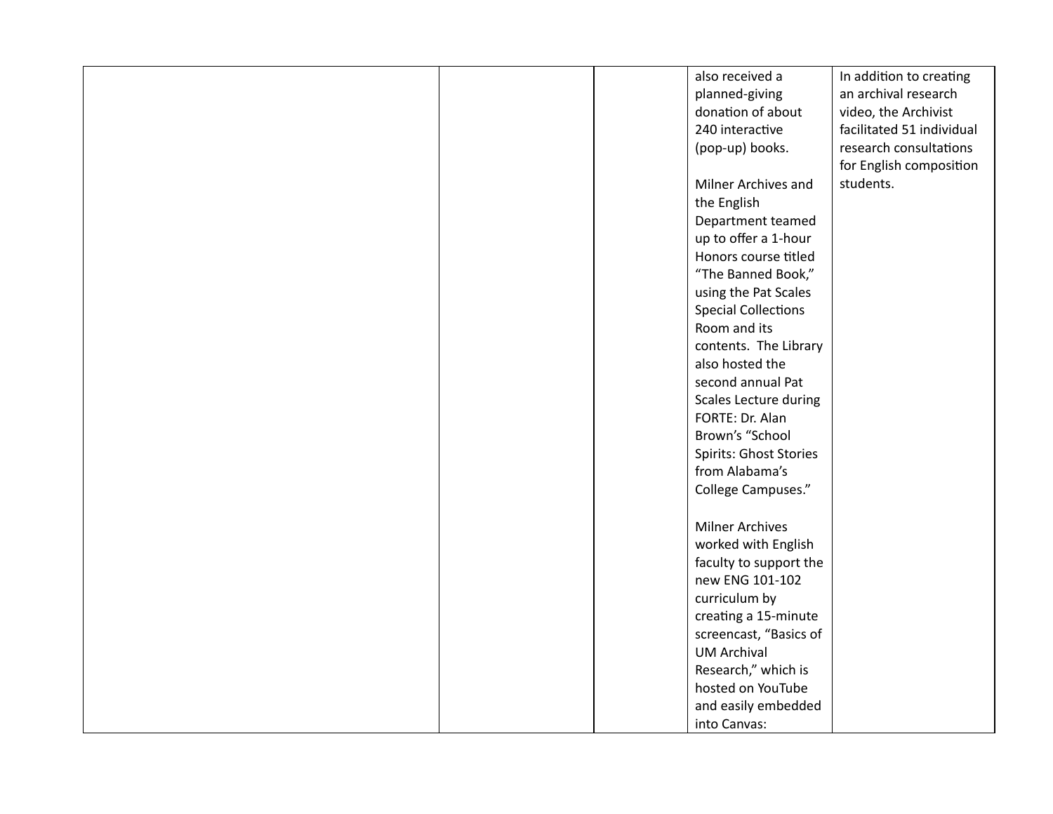| | | | | |
|---|---|---|---|---|
| | | | also received a planned-giving donation of about 240 interactive (pop-up) books.<br><br>Milner Archives and the English Department teamed up to offer a 1-hour Honors course titled "The Banned Book," using the Pat Scales Special Collections Room and its contents. The Library also hosted the second annual Pat Scales Lecture during FORTE: Dr. Alan Brown's "School Spirits: Ghost Stories from Alabama's College Campuses."<br><br>Milner Archives worked with English faculty to support the new ENG 101-102 curriculum by creating a 15-minute screencast, "Basics of UM Archival Research," which is hosted on YouTube and easily embedded into Canvas: | In addition to creating an archival research video, the Archivist facilitated 51 individual research consultations for English composition students. |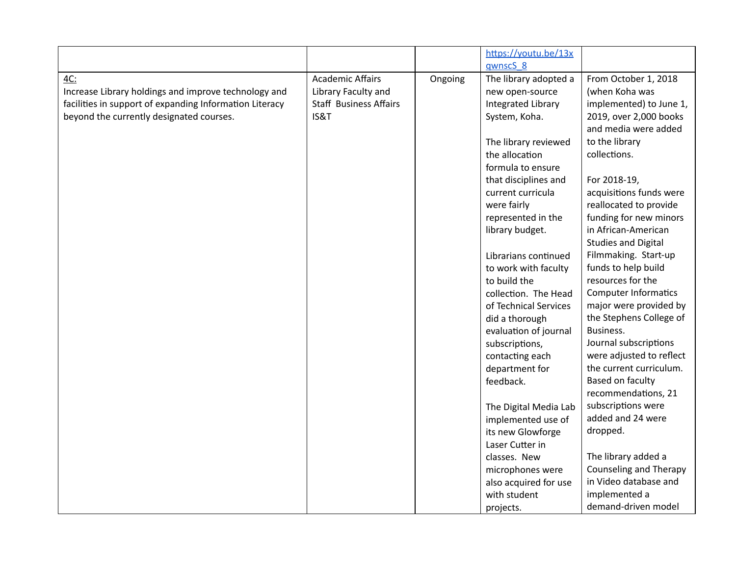| | | | | |
|---|---|---|---|---|
| | | | https://youtu.be/13xqwnscS_8 | |
| 4C:<br>Increase Library holdings and improve technology and facilities in support of expanding Information Literacy beyond the currently designated courses. | Academic Affairs Library Faculty and Staff Business Affairs IS&T | Ongoing | The library adopted a new open-source Integrated Library System, Koha.<br><br>The library reviewed the allocation formula to ensure that disciplines and current curricula were fairly represented in the library budget.<br><br>Librarians continued to work with faculty to build the collection. The Head of Technical Services did a thorough evaluation of journal subscriptions, contacting each department for feedback.<br><br>The Digital Media Lab implemented use of its new Glowforge Laser Cutter in classes. New microphones were also acquired for use with student projects. | From October 1, 2018 (when Koha was implemented) to June 1, 2019, over 2,000 books and media were added to the library collections.<br><br>For 2018-19, acquisitions funds were reallocated to provide funding for new minors in African-American Studies and Digital Filmmaking. Start-up funds to help build resources for the Computer Informatics major were provided by the Stephens College of Business.<br>Journal subscriptions were adjusted to reflect the current curriculum. Based on faculty recommendations, 21 subscriptions were added and 24 were dropped.<br><br>The library added a Counseling and Therapy in Video database and implemented a demand-driven model |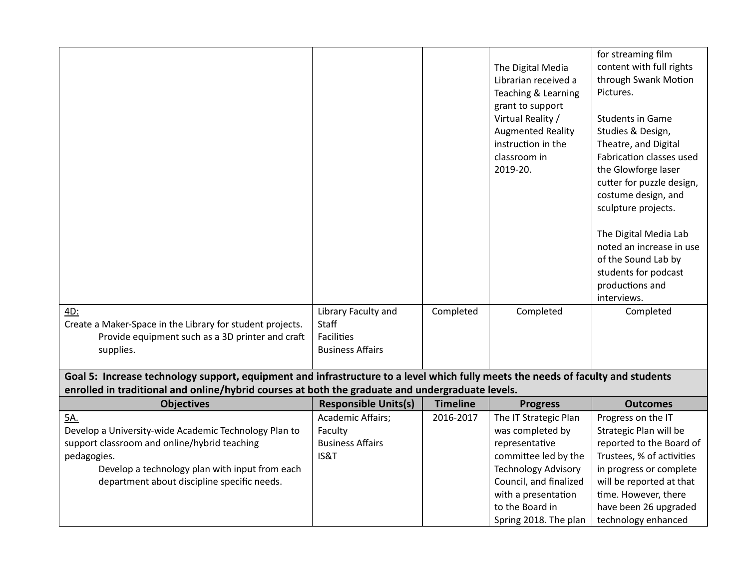| Objectives | Responsible Units(s) | Timeline | Progress | Outcomes |
|---|---|---|---|---|
| | | | The Digital Media Librarian received a Teaching & Learning grant to support Virtual Reality / Augmented Reality instruction in the classroom in 2019-20. | for streaming film content with full rights through Swank Motion Pictures.<br><br>Students in Game Studies & Design, Theatre, and Digital Fabrication classes used the Glowforge laser cutter for puzzle design, costume design, and sculpture projects.<br><br>The Digital Media Lab noted an increase in use of the Sound Lab by students for podcast productions and interviews. |
| 4D:<br>Create a Maker-Space in the Library for student projects.<br>Provide equipment such as a 3D printer and craft supplies. | Library Faculty and Staff<br>Facilities<br>Business Affairs | Completed | Completed | Completed |

**Goal 5: Increase technology support, equipment and infrastructure to a level which fully meets the needs of faculty and students enrolled in traditional and online/hybrid courses at both the graduate and undergraduate levels.**

| Objectives | Responsible Units(s) | Timeline | Progress | Outcomes |
|---|---|---|---|---|
| 5A.<br>Develop a University-wide Academic Technology Plan to support classroom and online/hybrid teaching pedagogies.<br>Develop a technology plan with input from each department about discipline specific needs. | Academic Affairs;<br>Faculty<br>Business Affairs<br>IS&T | 2016-2017 | The IT Strategic Plan was completed by representative committee led by the Technology Advisory Council, and finalized with a presentation to the Board in Spring 2018. The plan | Progress on the IT Strategic Plan will be reported to the Board of Trustees, % of activities in progress or complete will be reported at that time. However, there have been 26 upgraded technology enhanced |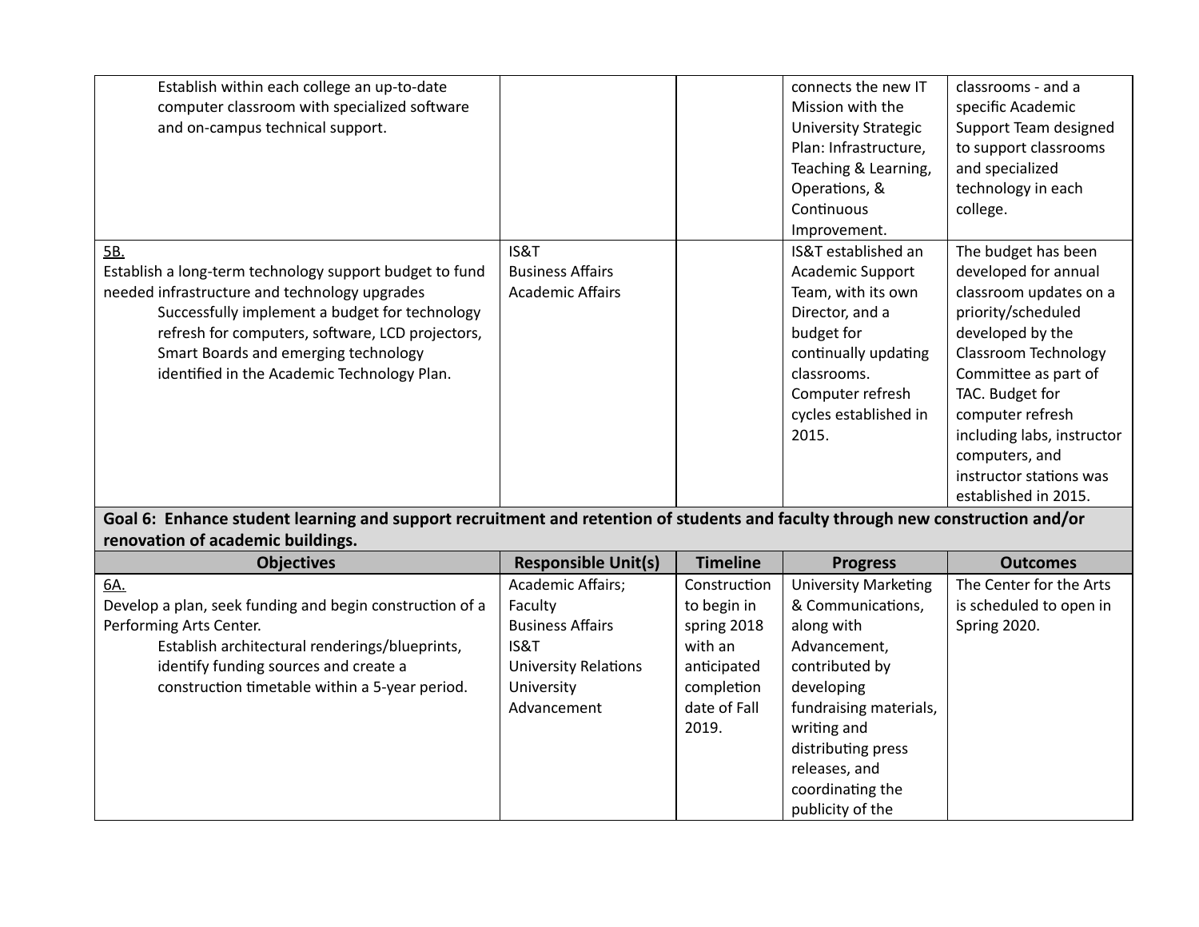| | | | | |
|---|---|---|---|---|
| Establish within each college an up-to-date computer classroom with specialized software and on-campus technical support. | | | connects the new IT Mission with the University Strategic Plan: Infrastructure, Teaching & Learning, Operations, & Continuous Improvement. | classrooms - and a specific Academic Support Team designed to support classrooms and specialized technology in each college. |
| 5B.<br>Establish a long-term technology support budget to fund needed infrastructure and technology upgrades<br>Successfully implement a budget for technology refresh for computers, software, LCD projectors, Smart Boards and emerging technology identified in the Academic Technology Plan. | IS&T<br>Business Affairs<br>Academic Affairs | | IS&T established an Academic Support Team, with its own Director, and a budget for continually updating classrooms. Computer refresh cycles established in 2015. | The budget has been developed for annual classroom updates on a priority/scheduled developed by the Classroom Technology Committee as part of TAC. Budget for computer refresh including labs, instructor computers, and instructor stations was established in 2015. |

**Goal 6: Enhance student learning and support recruitment and retention of students and faculty through new construction and/or renovation of academic buildings.**

| Objectives | Responsible Unit(s) | Timeline | Progress | Outcomes |
|---|---|---|---|---|
| 6A.<br>Develop a plan, seek funding and begin construction of a Performing Arts Center.<br>Establish architectural renderings/blueprints, identify funding sources and create a construction timetable within a 5-year period. | Academic Affairs; Faculty<br>Business Affairs<br>IS&T<br>University Relations<br>University Advancement | Construction to begin in spring 2018 with an anticipated completion date of Fall 2019. | University Marketing & Communications, along with Advancement, contributed by developing fundraising materials, writing and distributing press releases, and coordinating the publicity of the | The Center for the Arts is scheduled to open in Spring 2020. |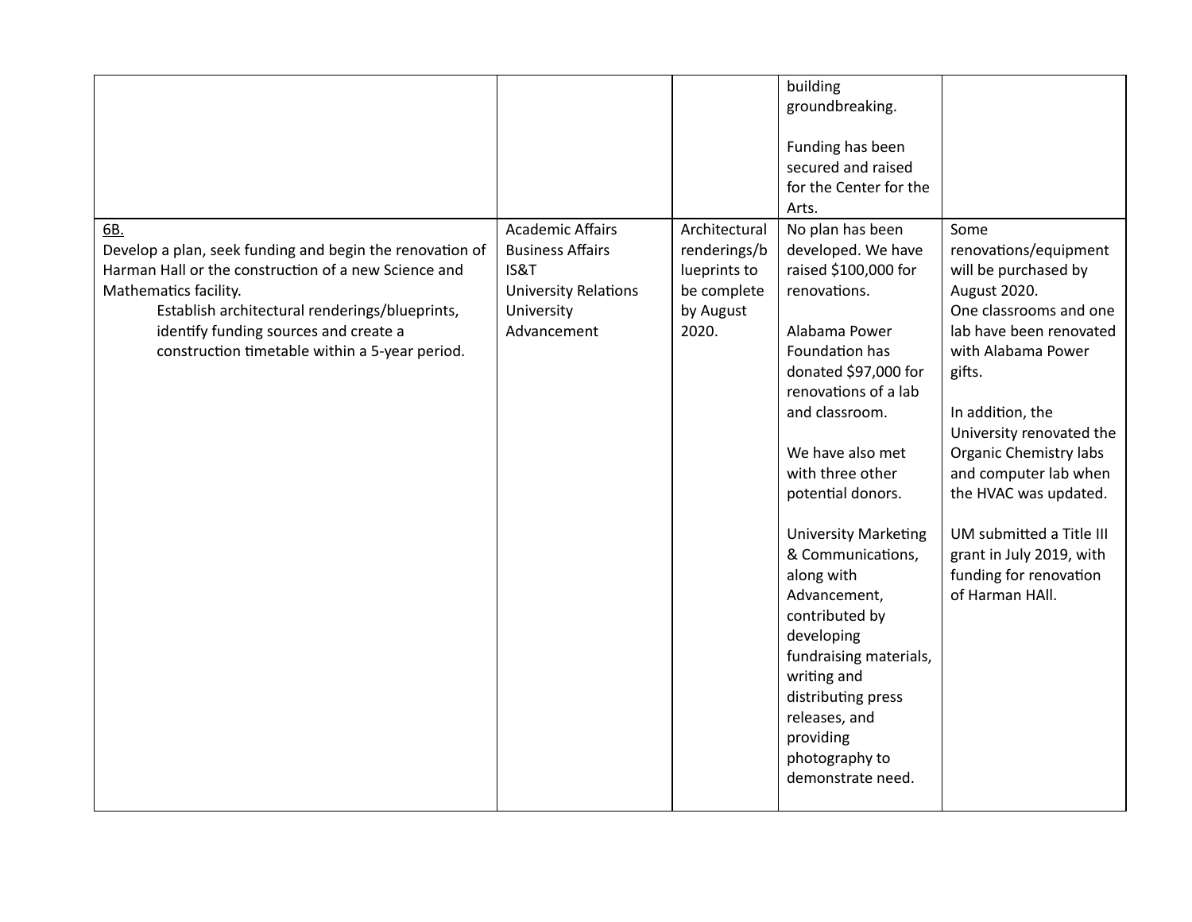| | | | | |
|---|---|---|---|---|
| | | | building groundbreaking.<br><br>Funding has been secured and raised for the Center for the Arts. | |
| <u>6B.</u><br>Develop a plan, seek funding and begin the renovation of Harman Hall or the construction of a new Science and Mathematics facility.<br>Establish architectural renderings/blueprints, identify funding sources and create a construction timetable within a 5-year period. | Academic Affairs<br>Business Affairs<br>IS&T<br>University Relations<br>University Advancement | Architectural renderings/blueprints to be complete by August 2020. | No plan has been developed. We have raised $100,000 for renovations.<br><br>Alabama Power Foundation has donated $97,000 for renovations of a lab and classroom.<br><br>We have also met with three other potential donors.<br><br>University Marketing & Communications, along with Advancement, contributed by developing fundraising materials, writing and distributing press releases, and providing photography to demonstrate need. | Some renovations/equipment will be purchased by August 2020.<br>One classrooms and one lab have been renovated with Alabama Power gifts.<br><br>In addition, the University renovated the Organic Chemistry labs and computer lab when the HVAC was updated.<br><br>UM submitted a Title III grant in July 2019, with funding for renovation of Harman HAll. |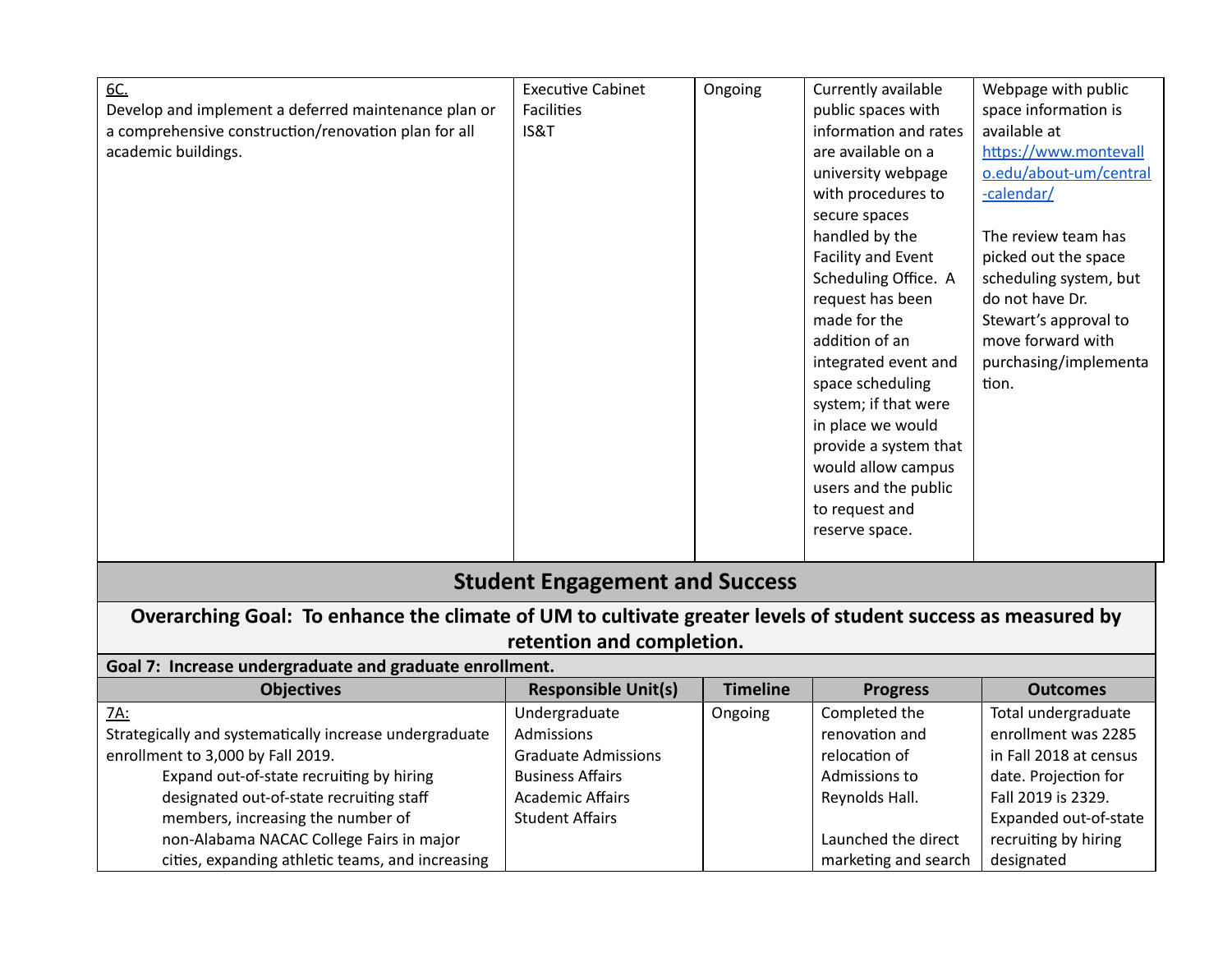| | | | | |
|---|---|---|---|---|
| 6C.<br>Develop and implement a deferred maintenance plan or a comprehensive construction/renovation plan for all academic buildings. | Executive Cabinet<br>Facilities<br>IS&T | Ongoing | Currently available public spaces with information and rates are available on a university webpage with procedures to secure spaces handled by the Facility and Event Scheduling Office. A request has been made for the addition of an integrated event and space scheduling system; if that were in place we would provide a system that would allow campus users and the public to request and reserve space. | Webpage with public space information is available at https://www.montevallo.edu/about-um/central-calendar/<br><br>The review team has picked out the space scheduling system, but do not have Dr. Stewart's approval to move forward with purchasing/implementation. |

## Student Engagement and Success

### Overarching Goal: To enhance the climate of UM to cultivate greater levels of student success as measured by retention and completion.

**Goal 7: Increase undergraduate and graduate enrollment.**

| Objectives | Responsible Unit(s) | Timeline | Progress | Outcomes |
|---|---|---|---|---|
| 7A:<br>Strategically and systematically increase undergraduate enrollment to 3,000 by Fall 2019.<br>Expand out-of-state recruiting by hiring designated out-of-state recruiting staff members, increasing the number of non-Alabama NACAC College Fairs in major cities, expanding athletic teams, and increasing | Undergraduate Admissions<br>Graduate Admissions<br>Business Affairs<br>Academic Affairs<br>Student Affairs | Ongoing | Completed the renovation and relocation of Admissions to Reynolds Hall.<br><br>Launched the direct marketing and search | Total undergraduate enrollment was 2285 in Fall 2018 at census date. Projection for Fall 2019 is 2329. Expanded out-of-state recruiting by hiring designated |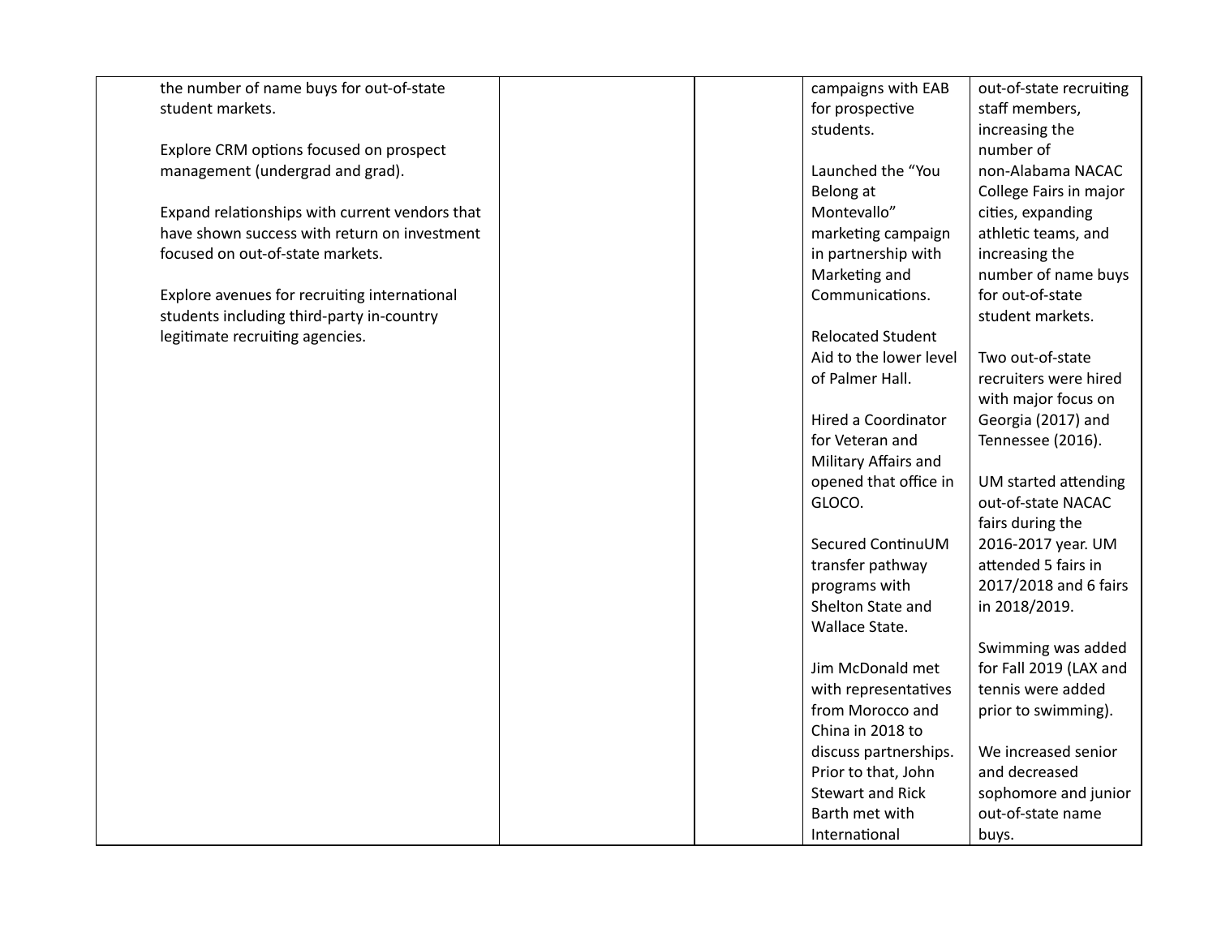| | | | | |
|---|---|---|---|---|
| the number of name buys for out-of-state student markets.<br><br>Explore CRM options focused on prospect management (undergrad and grad).<br><br>Expand relationships with current vendors that have shown success with return on investment focused on out-of-state markets.<br><br>Explore avenues for recruiting international students including third-party in-country legitimate recruiting agencies. | | | campaigns with EAB for prospective students.<br><br>Launched the "You Belong at Montevallo" marketing campaign in partnership with Marketing and Communications.<br><br>Relocated Student Aid to the lower level of Palmer Hall.<br><br>Hired a Coordinator for Veteran and Military Affairs and opened that office in GLOCO.<br><br>Secured ContinuUM transfer pathway programs with Shelton State and Wallace State.<br><br>Jim McDonald met with representatives from Morocco and China in 2018 to discuss partnerships. Prior to that, John Stewart and Rick Barth met with International | out-of-state recruiting staff members, increasing the number of non-Alabama NACAC College Fairs in major cities, expanding athletic teams, and increasing the number of name buys for out-of-state student markets.<br><br>Two out-of-state recruiters were hired with major focus on Georgia (2017) and Tennessee (2016).<br><br>UM started attending out-of-state NACAC fairs during the 2016-2017 year. UM attended 5 fairs in 2017/2018 and 6 fairs in 2018/2019.<br><br>Swimming was added for Fall 2019 (LAX and tennis were added prior to swimming).<br><br>We increased senior and decreased sophomore and junior out-of-state name buys. |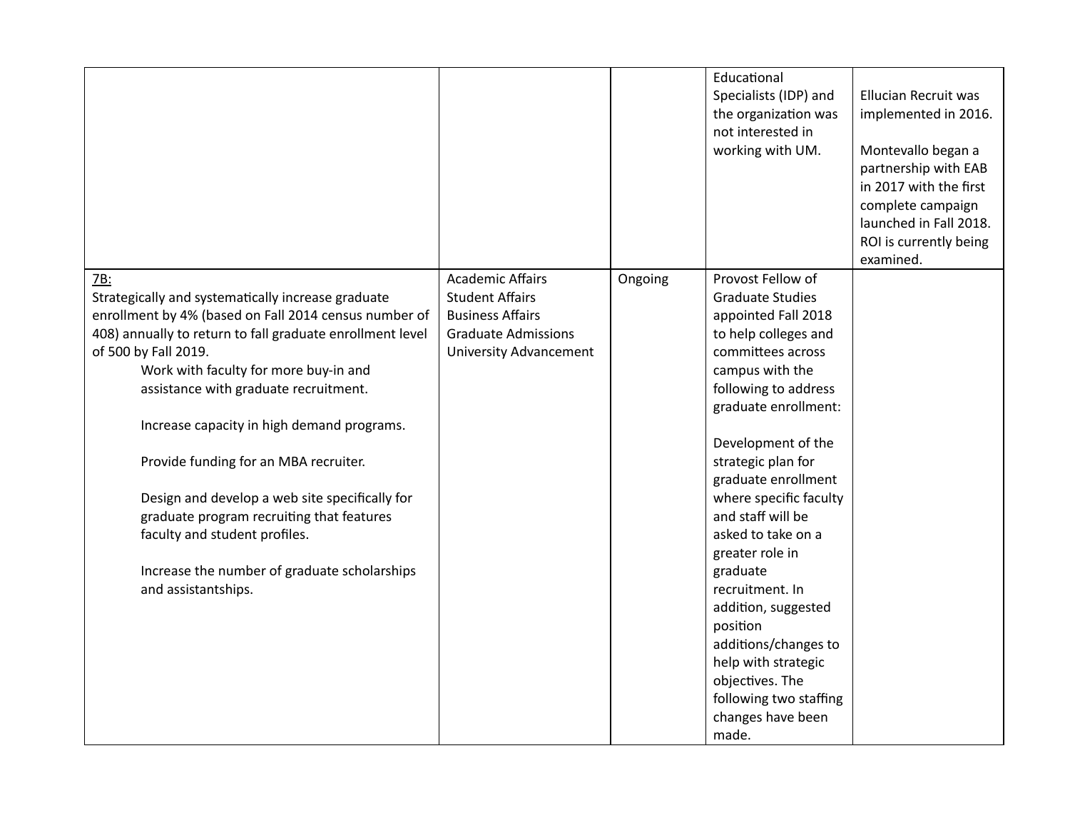| | | | | |
|---|---|---|---|---|
| | | | Educational Specialists (IDP) and the organization was not interested in working with UM. | Ellucian Recruit was implemented in 2016.<br><br>Montevallo began a partnership with EAB in 2017 with the first complete campaign launched in Fall 2018. ROI is currently being examined. |
| <u>7B:</u><br>Strategically and systematically increase graduate enrollment by 4% (based on Fall 2014 census number of 408) annually to return to fall graduate enrollment level of 500 by Fall 2019.<br>Work with faculty for more buy-in and assistance with graduate recruitment.<br><br>Increase capacity in high demand programs.<br><br>Provide funding for an MBA recruiter.<br><br>Design and develop a web site specifically for graduate program recruiting that features faculty and student profiles.<br><br>Increase the number of graduate scholarships and assistantships. | Academic Affairs<br>Student Affairs<br>Business Affairs<br>Graduate Admissions<br>University Advancement | Ongoing | Provost Fellow of Graduate Studies appointed Fall 2018 to help colleges and committees across campus with the following to address graduate enrollment:<br><br>Development of the strategic plan for graduate enrollment where specific faculty and staff will be asked to take on a greater role in graduate recruitment. In addition, suggested position additions/changes to help with strategic objectives. The following two staffing changes have been made. | |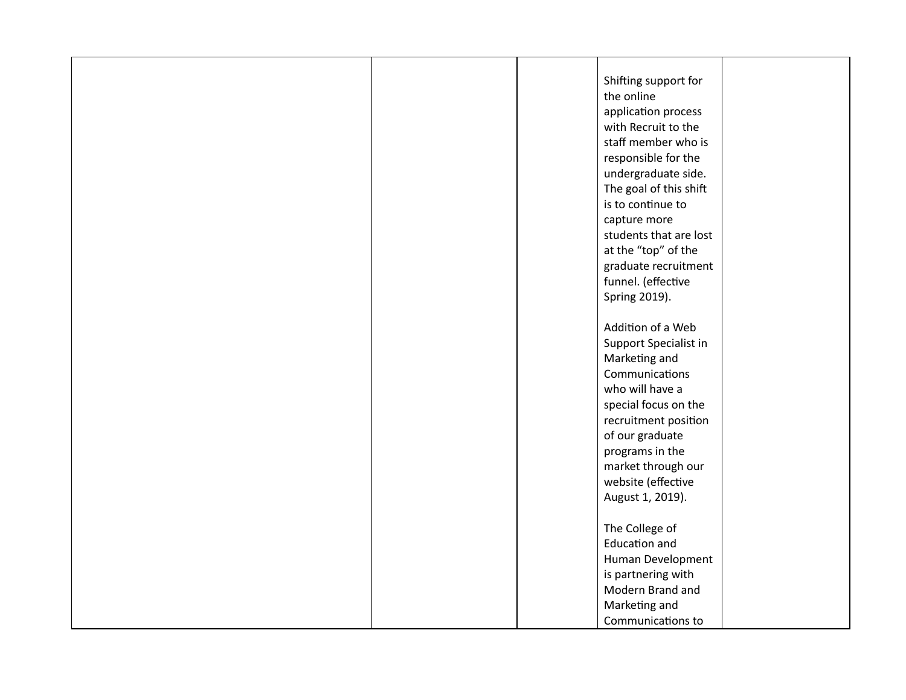| | | | | |
|---|---|---|---|---|
| | | | Shifting support for the online application process with Recruit to the staff member who is responsible for the undergraduate side. The goal of this shift is to continue to capture more students that are lost at the "top" of the graduate recruitment funnel. (effective Spring 2019).<br><br>Addition of a Web Support Specialist in Marketing and Communications who will have a special focus on the recruitment position of our graduate programs in the market through our website (effective August 1, 2019).<br><br>The College of Education and Human Development is partnering with Modern Brand and Marketing and Communications to | |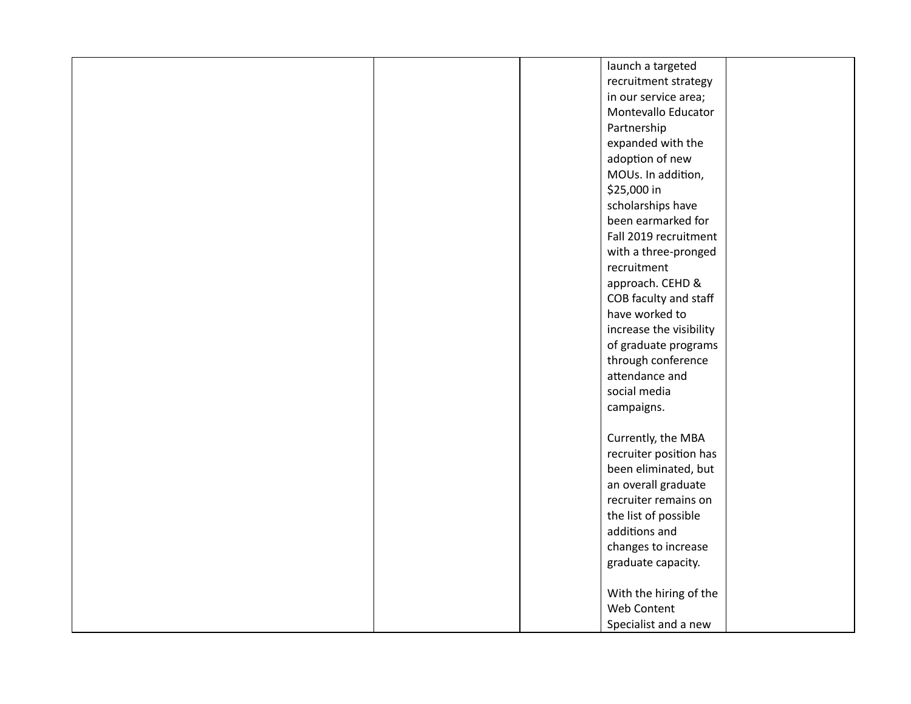| | | | | |
|---|---|---|---|---|
| | | | launch a targeted recruitment strategy in our service area; Montevallo Educator Partnership expanded with the adoption of new MOUs. In addition, $25,000 in scholarships have been earmarked for Fall 2019 recruitment with a three-pronged recruitment approach. CEHD & COB faculty and staff have worked to increase the visibility of graduate programs through conference attendance and social media campaigns.<br><br>Currently, the MBA recruiter position has been eliminated, but an overall graduate recruiter remains on the list of possible additions and changes to increase graduate capacity.<br><br>With the hiring of the Web Content Specialist and a new | |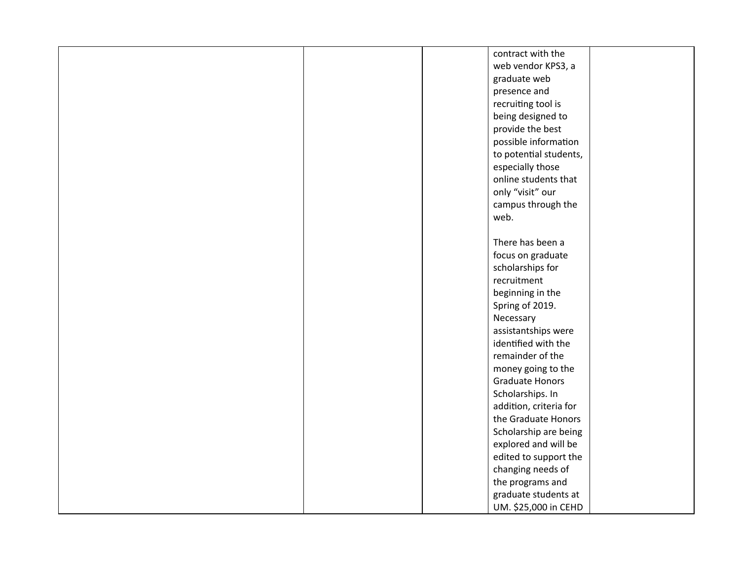|  |  |  | contract with the web vendor KPS3, a graduate web presence and recruiting tool is being designed to provide the best possible information to potential students, especially those online students that only "visit" our campus through the web.<br><br>There has been a focus on graduate scholarships for recruitment beginning in the Spring of 2019. Necessary assistantships were identified with the remainder of the money going to the Graduate Honors Scholarships. In addition, criteria for the Graduate Honors Scholarship are being explored and will be edited to support the changing needs of the programs and graduate students at UM. $25,000 in CEHD |  |
|---|---|---|---|---|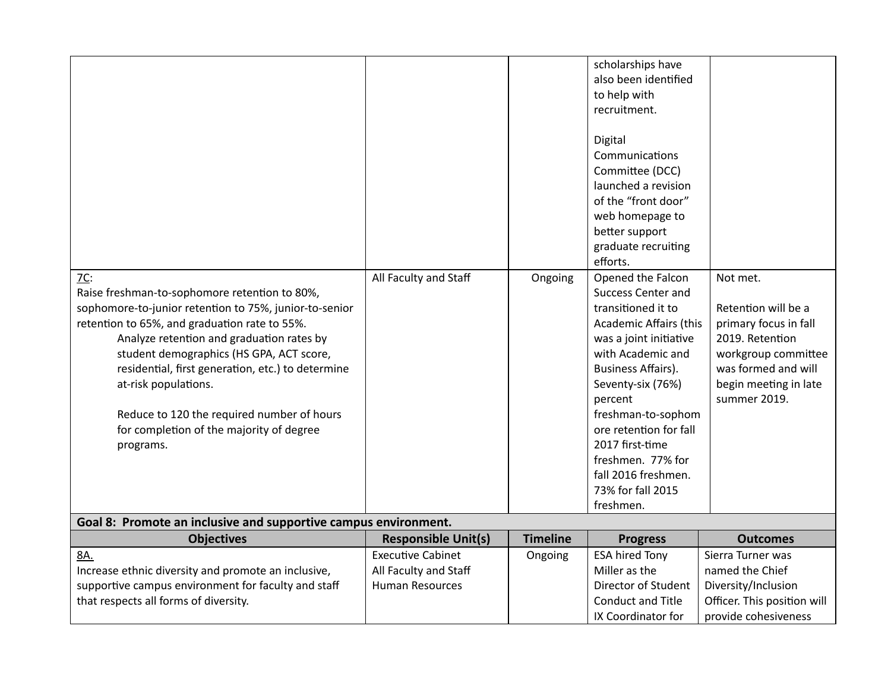| Objectives | Responsible Unit(s) | Timeline | Progress | Outcomes |
|---|---|---|---|---|
| | | | scholarships have also been identified to help with recruitment.<br><br>Digital Communications Committee (DCC) launched a revision of the "front door" web homepage to better support graduate recruiting efforts. | |
| 7C:<br>Raise freshman-to-sophomore retention to 80%, sophomore-to-junior retention to 75%, junior-to-senior retention to 65%, and graduation rate to 55%.<br>Analyze retention and graduation rates by student demographics (HS GPA, ACT score, residential, first generation, etc.) to determine at-risk populations.<br><br>Reduce to 120 the required number of hours for completion of the majority of degree programs. | All Faculty and Staff | Ongoing | Opened the Falcon Success Center and transitioned it to Academic Affairs (this was a joint initiative with Academic and Business Affairs). Seventy-six (76%) percent freshman-to-sophomore retention for fall 2017 first-time freshmen. 77% for fall 2016 freshmen. 73% for fall 2015 freshmen. | Not met.<br><br>Retention will be a primary focus in fall 2019. Retention workgroup committee was formed and will begin meeting in late summer 2019. |

**Goal 8: Promote an inclusive and supportive campus environment.**

| Objectives | Responsible Unit(s) | Timeline | Progress | Outcomes |
|---|---|---|---|---|
| 8A.<br>Increase ethnic diversity and promote an inclusive, supportive campus environment for faculty and staff that respects all forms of diversity. | Executive Cabinet<br>All Faculty and Staff<br>Human Resources | Ongoing | ESA hired Tony Miller as the Director of Student Conduct and Title IX Coordinator for | Sierra Turner was named the Chief Diversity/Inclusion Officer. This position will provide cohesiveness |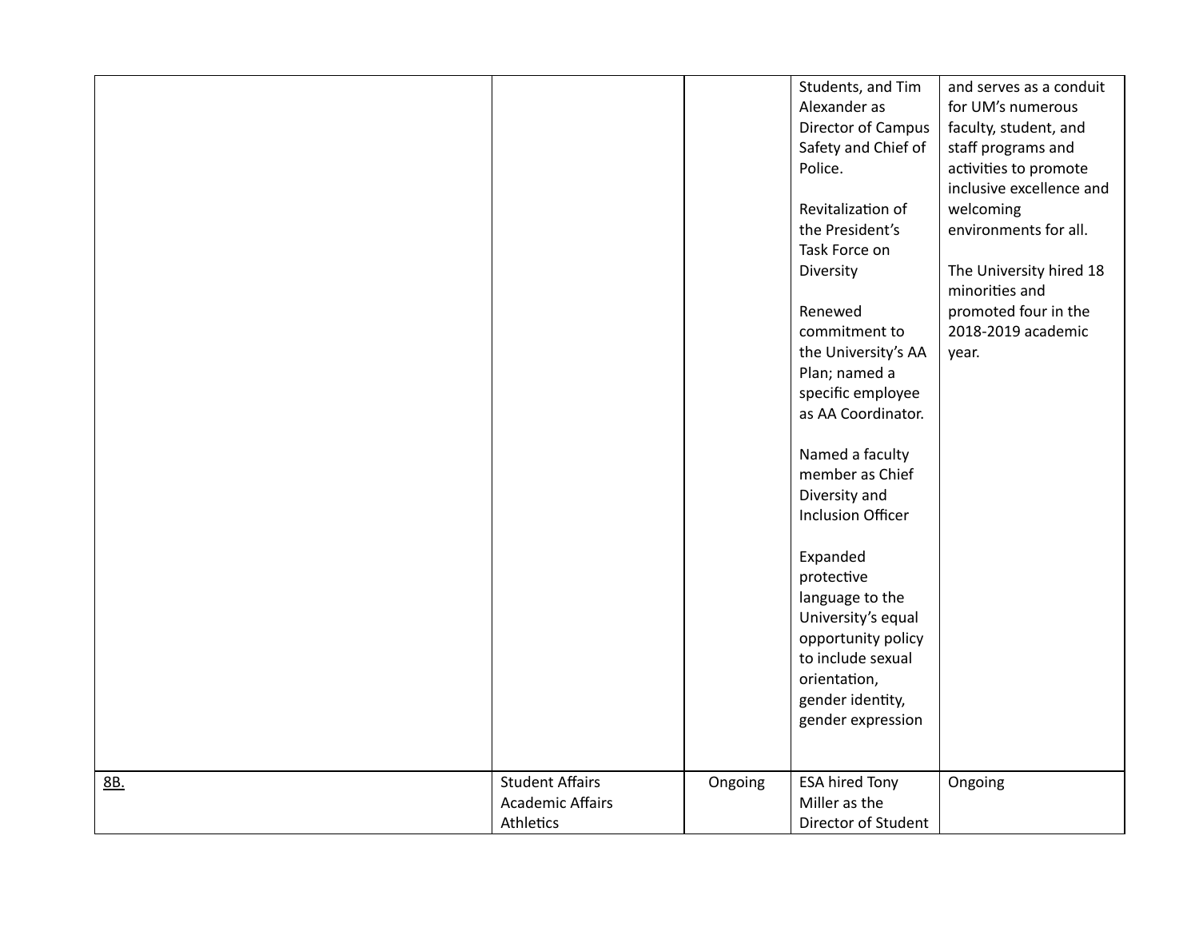| | | | | |
|---|---|---|---|---|
| | | | Students, and Tim Alexander as Director of Campus Safety and Chief of Police.<br><br>Revitalization of the President's Task Force on Diversity<br><br>Renewed commitment to the University's AA Plan; named a specific employee as AA Coordinator.<br><br>Named a faculty member as Chief Diversity and Inclusion Officer<br><br>Expanded protective language to the University's equal opportunity policy to include sexual orientation, gender identity, gender expression | and serves as a conduit for UM's numerous faculty, student, and staff programs and activities to promote inclusive excellence and welcoming environments for all.<br><br>The University hired 18 minorities and promoted four in the 2018-2019 academic year. |
| <u>8B.</u> | Student Affairs<br>Academic Affairs<br>Athletics | Ongoing | ESA hired Tony Miller as the Director of Student | Ongoing |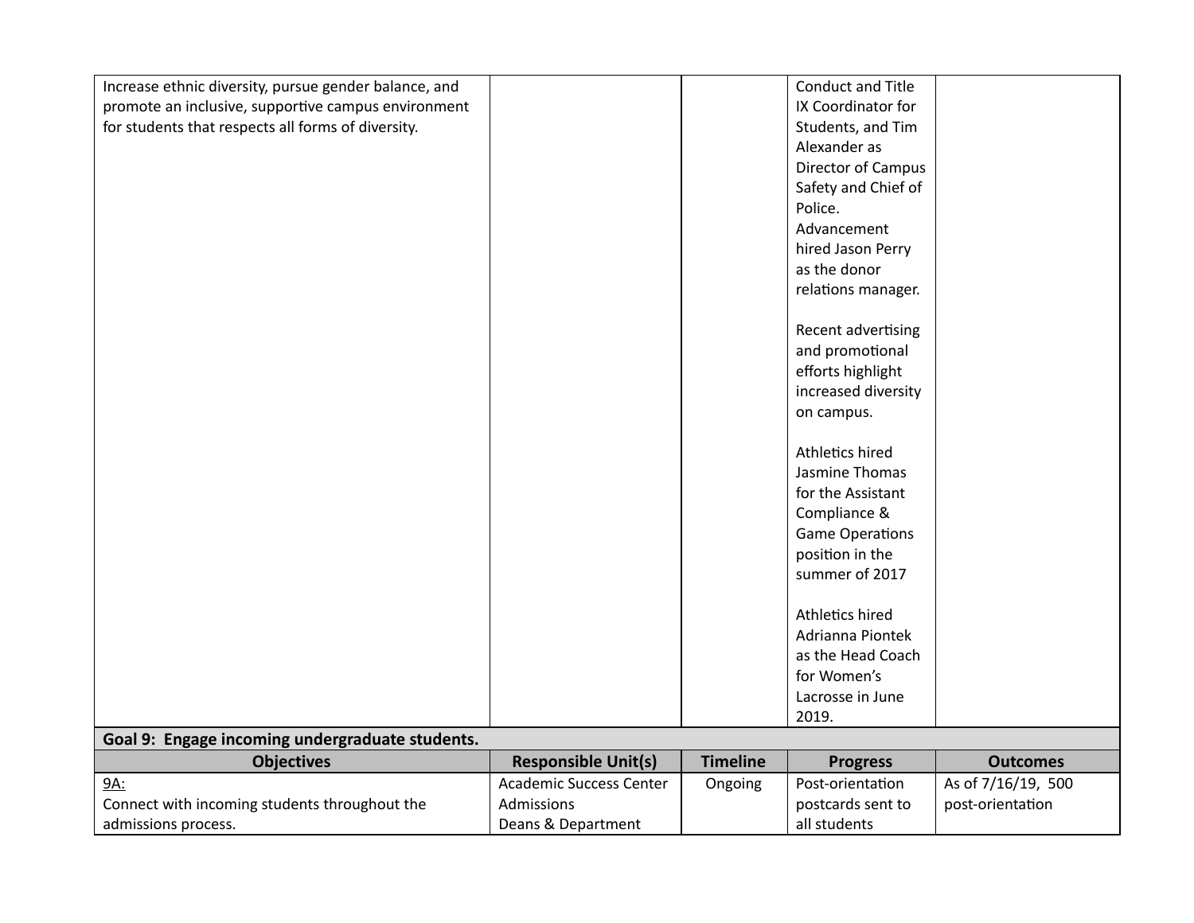| | | | | |
|---|---|---|---|---|
| Increase ethnic diversity, pursue gender balance, and promote an inclusive, supportive campus environment for students that respects all forms of diversity. | | | Conduct and Title IX Coordinator for Students, and Tim Alexander as Director of Campus Safety and Chief of Police. Advancement hired Jason Perry as the donor relations manager.<br><br>Recent advertising and promotional efforts highlight increased diversity on campus.<br><br>Athletics hired Jasmine Thomas for the Assistant Compliance & Game Operations position in the summer of 2017<br><br>Athletics hired Adrianna Piontek as the Head Coach for Women's Lacrosse in June 2019. | |
| **Goal 9: Engage incoming undergraduate students.** | | | | |
| **Objectives** | **Responsible Unit(s)** | **Timeline** | **Progress** | **Outcomes** |
| 9A:<br>Connect with incoming students throughout the admissions process. | Academic Success Center<br>Admissions<br>Deans & Department | Ongoing | Post-orientation postcards sent to all students | As of 7/16/19, 500 post-orientation |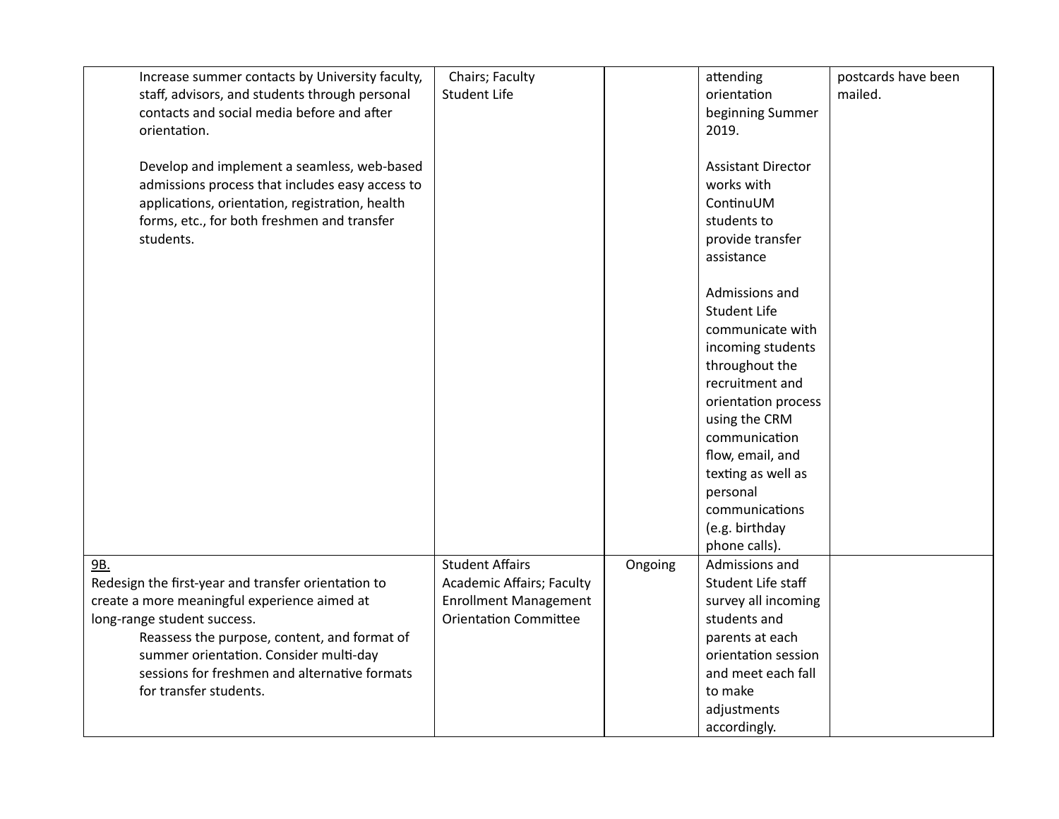| | | | | |
|---|---|---|---|---|
| Increase summer contacts by University faculty, staff, advisors, and students through personal contacts and social media before and after orientation.<br><br>Develop and implement a seamless, web-based admissions process that includes easy access to applications, orientation, registration, health forms, etc., for both freshmen and transfer students. | Chairs; Faculty<br>Student Life | | attending orientation beginning Summer 2019.<br><br>Assistant Director works with ContinuUM students to provide transfer assistance<br><br>Admissions and Student Life communicate with incoming students throughout the recruitment and orientation process using the CRM communication flow, email, and texting as well as personal communications (e.g. birthday phone calls). | postcards have been mailed. |
| 9B.<br>Redesign the first-year and transfer orientation to create a more meaningful experience aimed at long-range student success.<br>Reassess the purpose, content, and format of summer orientation. Consider multi-day sessions for freshmen and alternative formats for transfer students. | Student Affairs<br>Academic Affairs; Faculty<br>Enrollment Management<br>Orientation Committee | Ongoing | Admissions and Student Life staff survey all incoming students and parents at each orientation session and meet each fall to make adjustments accordingly. | |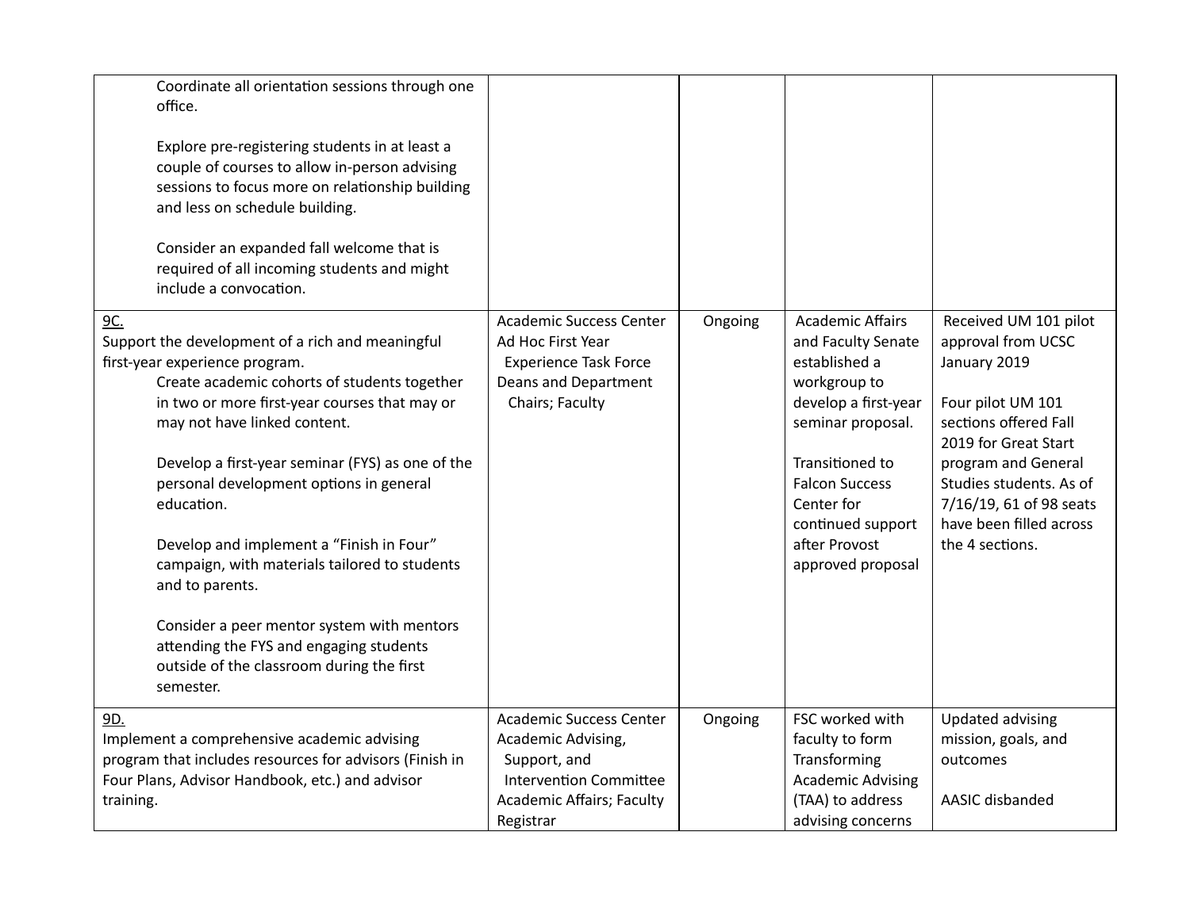| | | | | |
|---|---|---|---|---|
| Coordinate all orientation sessions through one office.<br><br>Explore pre-registering students in at least a couple of courses to allow in-person advising sessions to focus more on relationship building and less on schedule building.<br><br>Consider an expanded fall welcome that is required of all incoming students and might include a convocation. | | | | |
| <u>9C.</u><br>Support the development of a rich and meaningful first-year experience program.<br>Create academic cohorts of students together in two or more first-year courses that may or may not have linked content.<br><br>Develop a first-year seminar (FYS) as one of the personal development options in general education.<br><br>Develop and implement a "Finish in Four" campaign, with materials tailored to students and to parents.<br><br>Consider a peer mentor system with mentors attending the FYS and engaging students outside of the classroom during the first semester. | Academic Success Center<br>Ad Hoc First Year Experience Task Force<br>Deans and Department Chairs; Faculty | Ongoing | Academic Affairs and Faculty Senate established a workgroup to develop a first-year seminar proposal.<br><br>Transitioned to Falcon Success Center for continued support after Provost approved proposal | Received UM 101 pilot approval from UCSC January 2019<br><br>Four pilot UM 101 sections offered Fall 2019 for Great Start program and General Studies students. As of 7/16/19, 61 of 98 seats have been filled across the 4 sections. |
| <u>9D.</u><br>Implement a comprehensive academic advising program that includes resources for advisors (Finish in Four Plans, Advisor Handbook, etc.) and advisor training. | Academic Success Center<br>Academic Advising, Support, and Intervention Committee<br>Academic Affairs; Faculty<br>Registrar | Ongoing | FSC worked with faculty to form Transforming Academic Advising (TAA) to address advising concerns | Updated advising mission, goals, and outcomes<br><br>AASIC disbanded |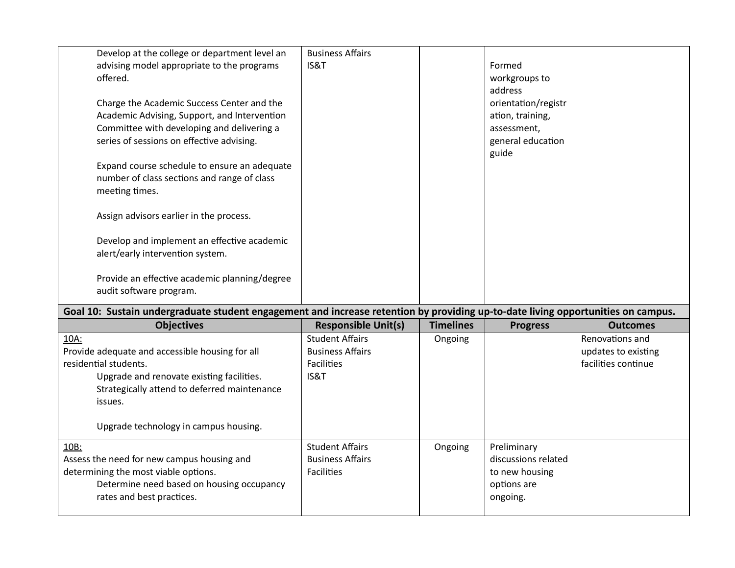| Objectives | Responsible Unit(s) | Timelines | Progress | Outcomes |
|---|---|---|---|---|
| Develop at the college or department level an advising model appropriate to the programs offered.<br><br>Charge the Academic Success Center and the Academic Advising, Support, and Intervention Committee with developing and delivering a series of sessions on effective advising.<br><br>Expand course schedule to ensure an adequate number of class sections and range of class meeting times.<br><br>Assign advisors earlier in the process.<br><br>Develop and implement an effective academic alert/early intervention system.<br><br>Provide an effective academic planning/degree audit software program. | Business Affairs<br>IS&T | | Formed workgroups to address orientation/registration, training, assessment, general education guide | |

**Goal 10: Sustain undergraduate student engagement and increase retention by providing up-to-date living opportunities on campus.**

| Objectives | Responsible Unit(s) | Timelines | Progress | Outcomes |
|---|---|---|---|---|
| 10A:<br>Provide adequate and accessible housing for all residential students.<br>Upgrade and renovate existing facilities.<br>Strategically attend to deferred maintenance issues.<br><br>Upgrade technology in campus housing. | Student Affairs<br>Business Affairs<br>Facilities<br>IS&T | Ongoing | | Renovations and updates to existing facilities continue |
| 10B:<br>Assess the need for new campus housing and determining the most viable options.<br>Determine need based on housing occupancy rates and best practices. | Student Affairs<br>Business Affairs<br>Facilities | Ongoing | Preliminary discussions related to new housing options are ongoing. | |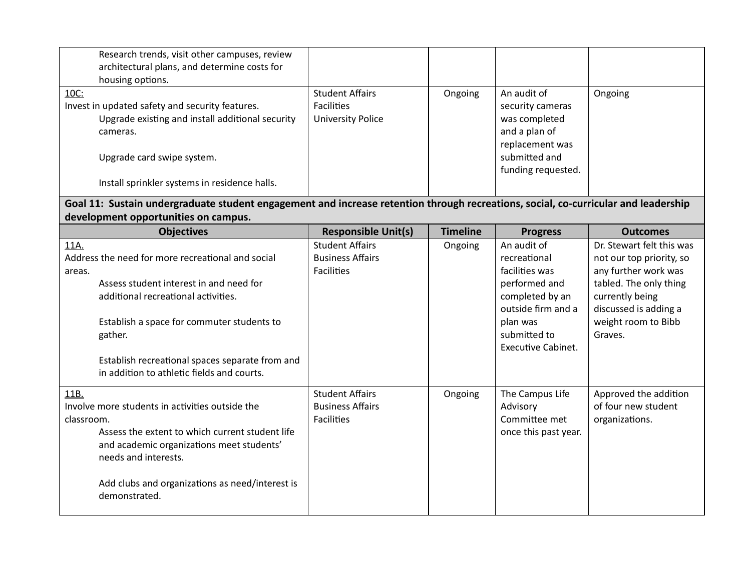| | | | | |
|---|---|---|---|---|
| Research trends, visit other campuses, review architectural plans, and determine costs for housing options. | | | | |
| <u>10C:</u><br>Invest in updated safety and security features.<br>Upgrade existing and install additional security cameras.<br><br>Upgrade card swipe system.<br><br>Install sprinkler systems in residence halls. | Student Affairs<br>Facilities<br>University Police | Ongoing | An audit of security cameras was completed and a plan of replacement was submitted and funding requested. | Ongoing |

**Goal 11: Sustain undergraduate student engagement and increase retention through recreations, social, co-curricular and leadership development opportunities on campus.**

| Objectives | Responsible Unit(s) | Timeline | Progress | Outcomes |
|---|---|---|---|---|
| <u>11A.</u><br>Address the need for more recreational and social areas.<br>Assess student interest in and need for additional recreational activities.<br><br>Establish a space for commuter students to gather.<br><br>Establish recreational spaces separate from and in addition to athletic fields and courts. | Student Affairs<br>Business Affairs<br>Facilities | Ongoing | An audit of recreational facilities was performed and completed by an outside firm and a plan was submitted to Executive Cabinet. | Dr. Stewart felt this was not our top priority, so any further work was tabled. The only thing currently being discussed is adding a weight room to Bibb Graves. |
| <u>11B.</u><br>Involve more students in activities outside the classroom.<br>Assess the extent to which current student life and academic organizations meet students' needs and interests.<br><br>Add clubs and organizations as need/interest is demonstrated. | Student Affairs<br>Business Affairs<br>Facilities | Ongoing | The Campus Life Advisory Committee met once this past year. | Approved the addition of four new student organizations. |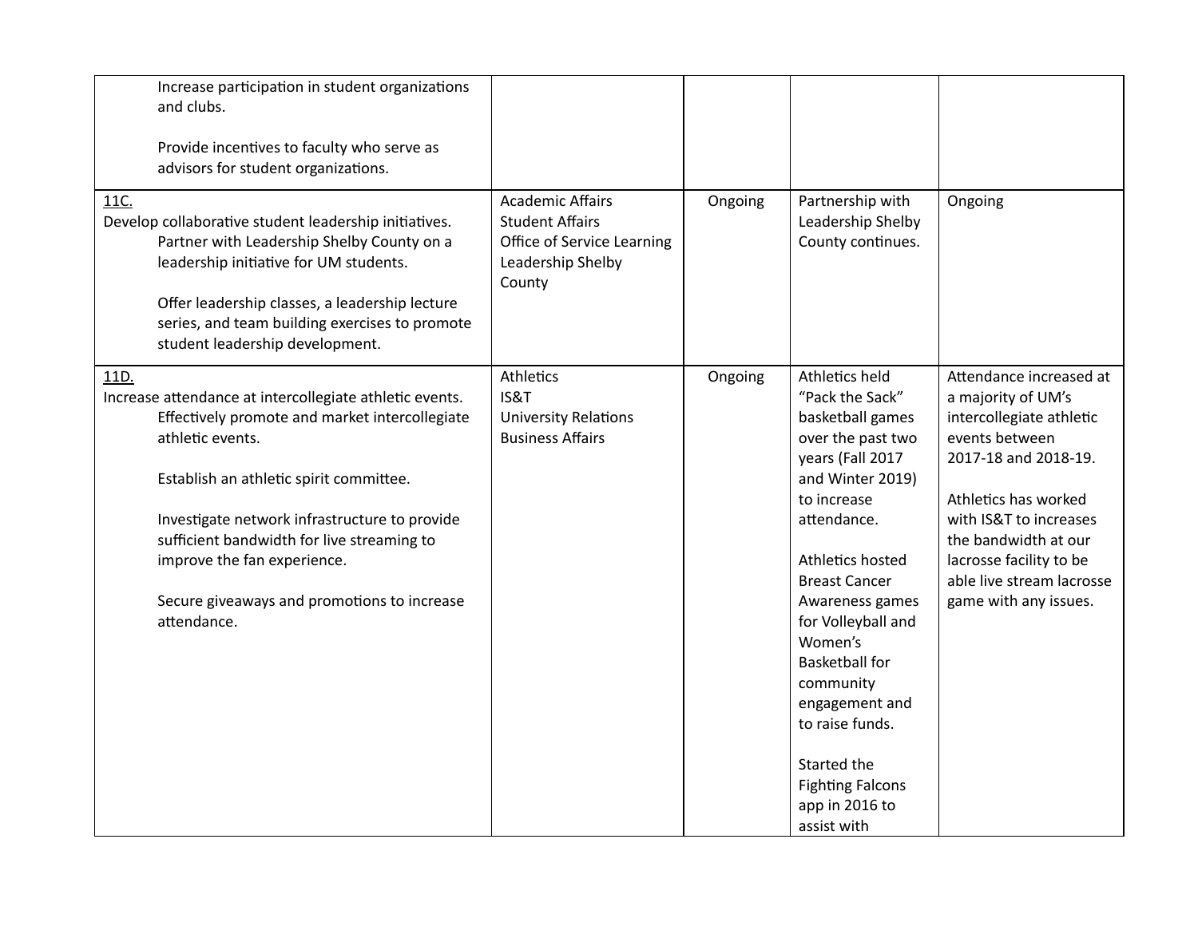| | | | | |
|---|---|---|---|---|
| Increase participation in student organizations and clubs.<br><br>Provide incentives to faculty who serve as advisors for student organizations. | | | | |
| 11C.<br>Develop collaborative student leadership initiatives.<br>Partner with Leadership Shelby County on a leadership initiative for UM students.<br><br>Offer leadership classes, a leadership lecture series, and team building exercises to promote student leadership development. | Academic Affairs<br>Student Affairs<br>Office of Service Learning<br>Leadership Shelby County | Ongoing | Partnership with Leadership Shelby County continues. | Ongoing |
| 11D.<br>Increase attendance at intercollegiate athletic events.<br>Effectively promote and market intercollegiate athletic events.<br><br>Establish an athletic spirit committee.<br><br>Investigate network infrastructure to provide sufficient bandwidth for live streaming to improve the fan experience.<br><br>Secure giveaways and promotions to increase attendance. | Athletics<br>IS&T<br>University Relations<br>Business Affairs | Ongoing | Athletics held "Pack the Sack" basketball games over the past two years (Fall 2017 and Winter 2019) to increase attendance.<br><br>Athletics hosted Breast Cancer Awareness games for Volleyball and Women's Basketball for community engagement and to raise funds.<br><br>Started the Fighting Falcons app in 2016 to assist with | Attendance increased at a majority of UM's intercollegiate athletic events between 2017-18 and 2018-19.<br><br>Athletics has worked with IS&T to increases the bandwidth at our lacrosse facility to be able live stream lacrosse game with any issues. |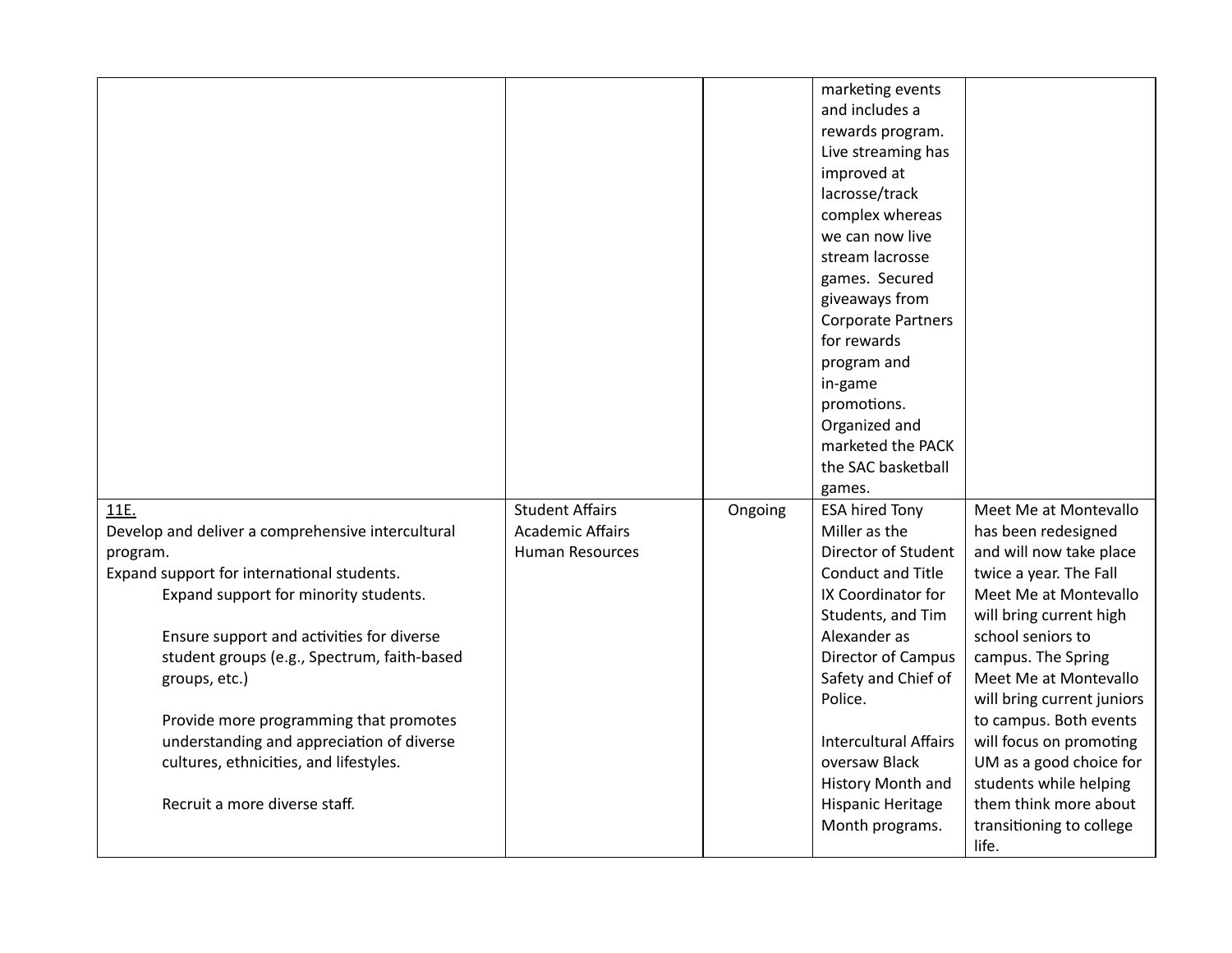| | | | | |
|---|---|---|---|---|
| | | | marketing events and includes a rewards program. Live streaming has improved at lacrosse/track complex whereas we can now live stream lacrosse games. Secured giveaways from Corporate Partners for rewards program and in-game promotions. Organized and marketed the PACK the SAC basketball games. | |
| 11E.<br>Develop and deliver a comprehensive intercultural program.<br>Expand support for international students.<br>Expand support for minority students.<br><br>Ensure support and activities for diverse student groups (e.g., Spectrum, faith-based groups, etc.)<br><br>Provide more programming that promotes understanding and appreciation of diverse cultures, ethnicities, and lifestyles.<br><br>Recruit a more diverse staff. | Student Affairs<br>Academic Affairs<br>Human Resources | Ongoing | ESA hired Tony Miller as the Director of Student Conduct and Title IX Coordinator for Students, and Tim Alexander as Director of Campus Safety and Chief of Police.<br><br>Intercultural Affairs oversaw Black History Month and Hispanic Heritage Month programs. | Meet Me at Montevallo has been redesigned and will now take place twice a year. The Fall Meet Me at Montevallo will bring current high school seniors to campus. The Spring Meet Me at Montevallo will bring current juniors to campus. Both events will focus on promoting UM as a good choice for students while helping them think more about transitioning to college life. |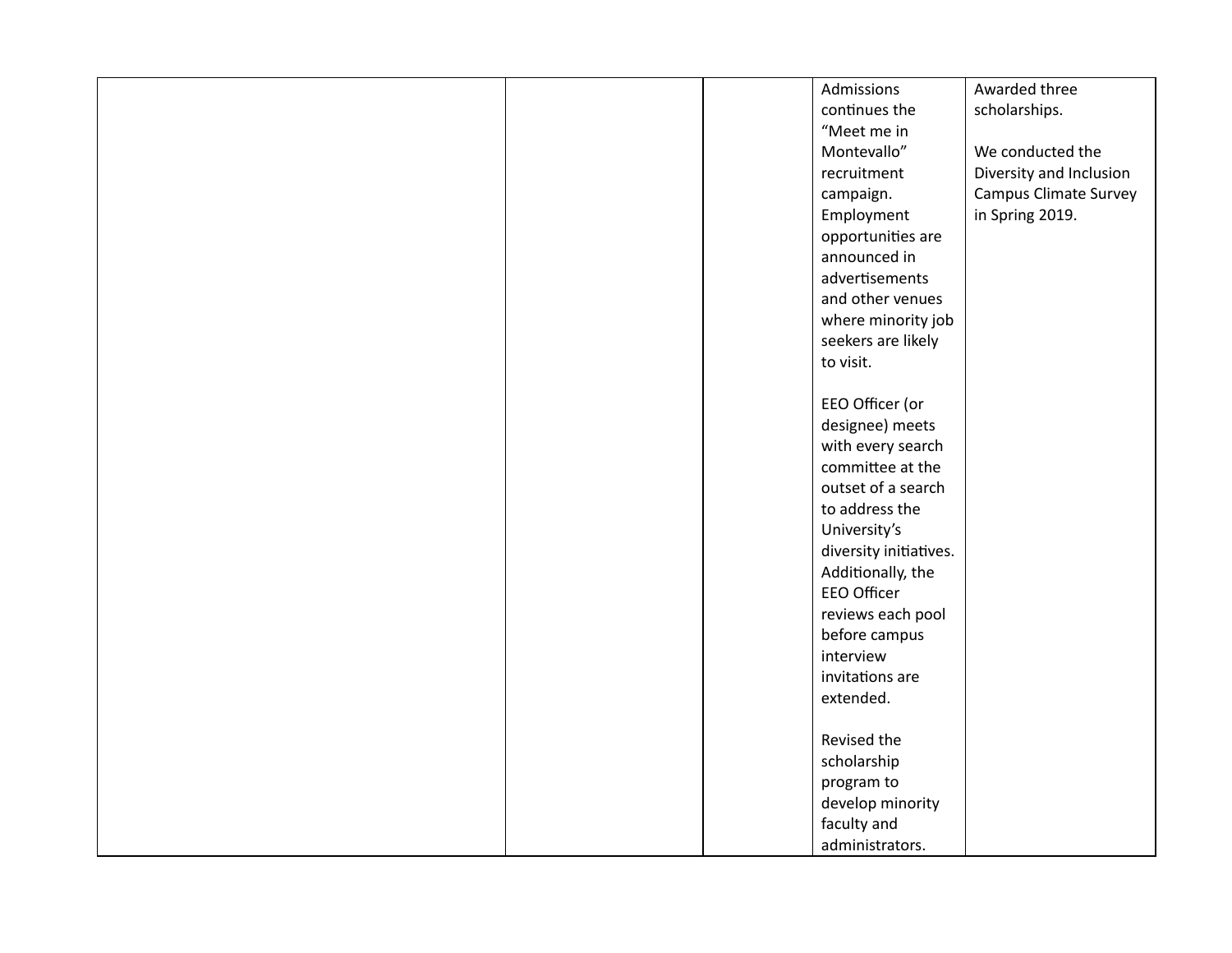| | | | | |
|---|---|---|---|---|
| | | | Admissions continues the "Meet me in Montevallo" recruitment campaign. Employment opportunities are announced in advertisements and other venues where minority job seekers are likely to visit.<br><br>EEO Officer (or designee) meets with every search committee at the outset of a search to address the University's diversity initiatives. Additionally, the EEO Officer reviews each pool before campus interview invitations are extended.<br><br>Revised the scholarship program to develop minority faculty and administrators. | Awarded three scholarships.<br><br>We conducted the Diversity and Inclusion Campus Climate Survey in Spring 2019. |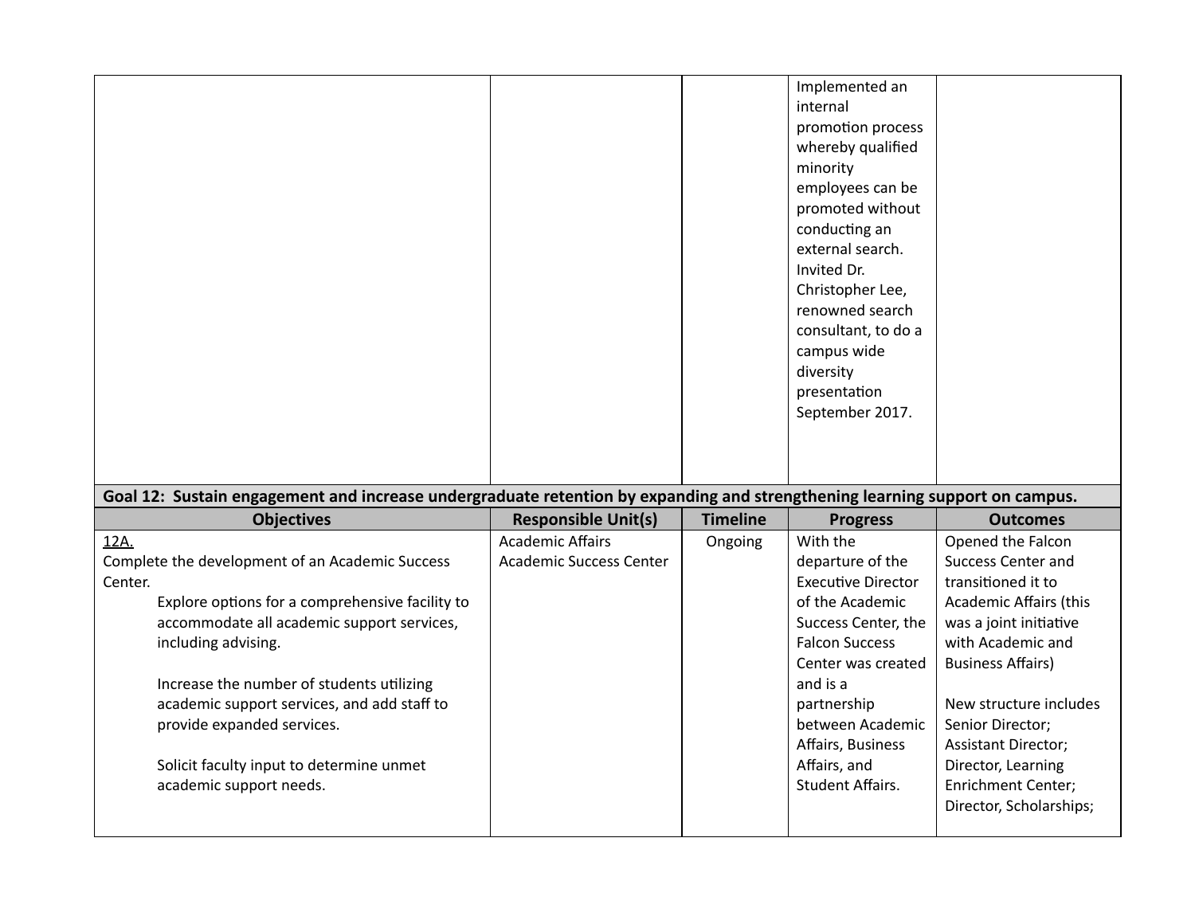| | | | | |
|---|---|---|---|---|
| | | | Implemented an internal promotion process whereby qualified minority employees can be promoted without conducting an external search. Invited Dr. Christopher Lee, renowned search consultant, to do a campus wide diversity presentation September 2017. | |

**Goal 12: Sustain engagement and increase undergraduate retention by expanding and strengthening learning support on campus.**

| Objectives | Responsible Unit(s) | Timeline | Progress | Outcomes |
|---|---|---|---|---|
| 12A.<br>Complete the development of an Academic Success Center.<br>Explore options for a comprehensive facility to accommodate all academic support services, including advising.<br><br>Increase the number of students utilizing academic support services, and add staff to provide expanded services.<br><br>Solicit faculty input to determine unmet academic support needs. | Academic Affairs<br>Academic Success Center | Ongoing | With the departure of the Executive Director of the Academic Success Center, the Falcon Success Center was created and is a partnership between Academic Affairs, Business Affairs, and Student Affairs. | Opened the Falcon Success Center and transitioned it to Academic Affairs (this was a joint initiative with Academic and Business Affairs)<br><br>New structure includes Senior Director; Assistant Director; Director, Learning Enrichment Center; Director, Scholarships; |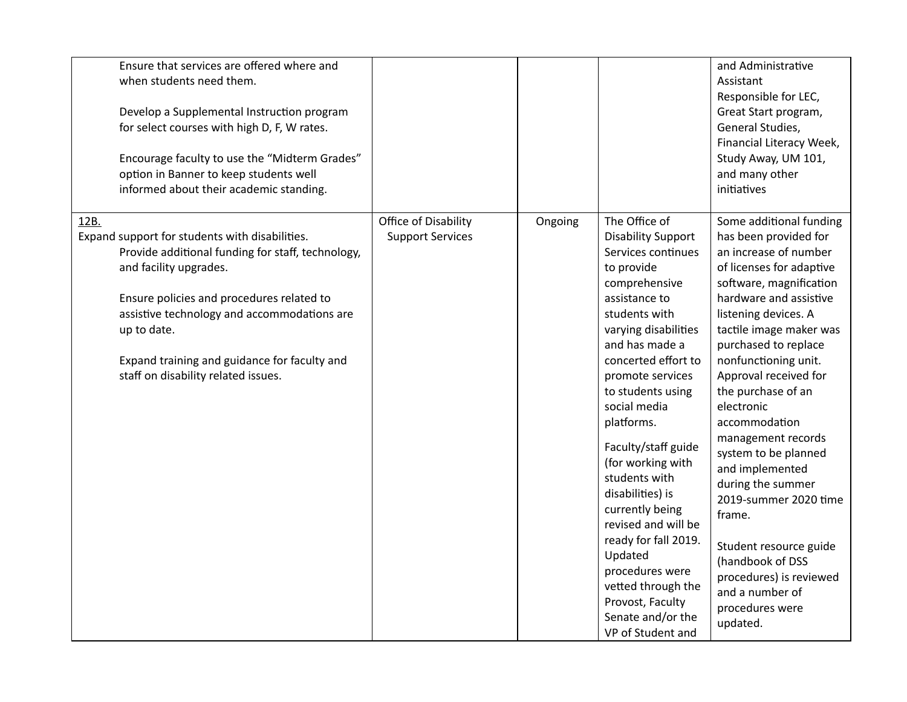| | | | | |
|---|---|---|---|---|
| Ensure that services are offered where and when students need them.<br><br>Develop a Supplemental Instruction program for select courses with high D, F, W rates.<br><br>Encourage faculty to use the "Midterm Grades" option in Banner to keep students well informed about their academic standing. | | | | and Administrative Assistant<br>Responsible for LEC, Great Start program, General Studies, Financial Literacy Week, Study Away, UM 101, and many other initiatives |
| 12B.<br>Expand support for students with disabilities.<br>Provide additional funding for staff, technology, and facility upgrades.<br><br>Ensure policies and procedures related to assistive technology and accommodations are up to date.<br><br>Expand training and guidance for faculty and staff on disability related issues. | Office of Disability Support Services | Ongoing | The Office of Disability Support Services continues to provide comprehensive assistance to students with varying disabilities and has made a concerted effort to promote services to students using social media platforms.<br><br>Faculty/staff guide (for working with students with disabilities) is currently being revised and will be ready for fall 2019. Updated procedures were vetted through the Provost, Faculty Senate and/or the VP of Student and | Some additional funding has been provided for an increase of number of licenses for adaptive software, magnification hardware and assistive listening devices. A tactile image maker was purchased to replace nonfunctioning unit. Approval received for the purchase of an electronic accommodation management records system to be planned and implemented during the summer 2019-summer 2020 time frame.<br><br>Student resource guide (handbook of DSS procedures) is reviewed and a number of procedures were updated. |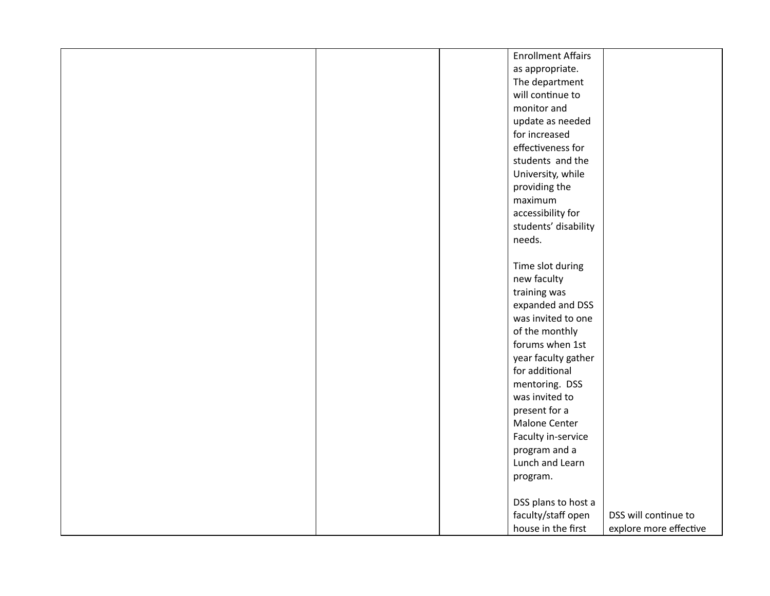| | | | | |
|---|---|---|---|---|
| | | | Enrollment Affairs as appropriate. The department will continue to monitor and update as needed for increased effectiveness for students and the University, while providing the maximum accessibility for students' disability needs.<br><br>Time slot during new faculty training was expanded and DSS was invited to one of the monthly forums when 1st year faculty gather for additional mentoring. DSS was invited to present for a Malone Center Faculty in-service program and a Lunch and Learn program.<br><br>DSS plans to host a faculty/staff open house in the first | DSS will continue to explore more effective |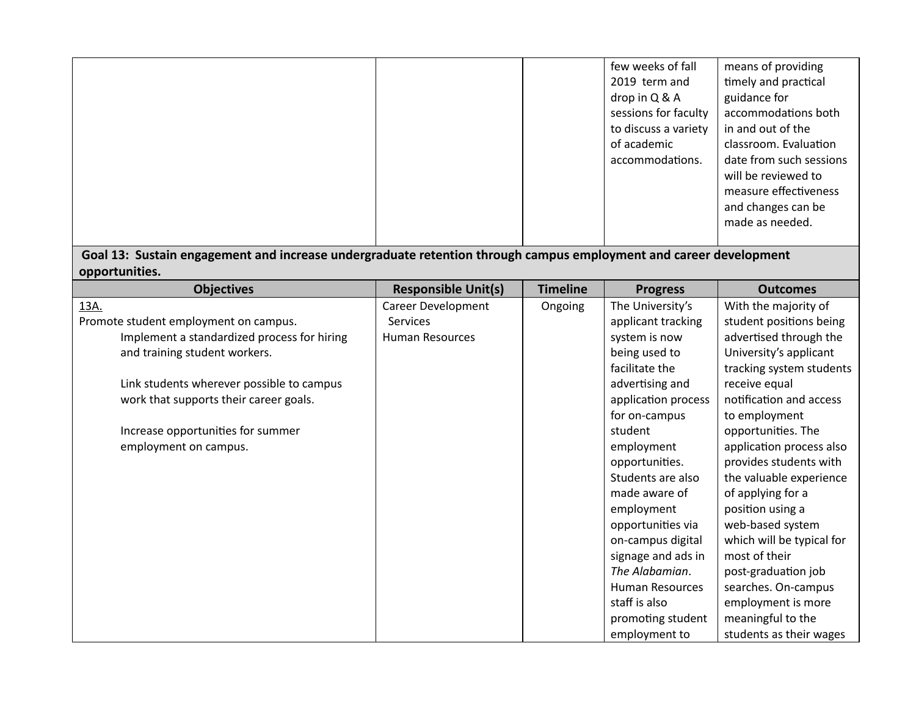| | | | | |
|---|---|---|---|---|
| | | | few weeks of fall 2019 term and drop in Q & A sessions for faculty to discuss a variety of academic accommodations. | means of providing timely and practical guidance for accommodations both in and out of the classroom. Evaluation date from such sessions will be reviewed to measure effectiveness and changes can be made as needed. |

**Goal 13: Sustain engagement and increase undergraduate retention through campus employment and career development opportunities.**

| Objectives | Responsible Unit(s) | Timeline | Progress | Outcomes |
|---|---|---|---|---|
| <u>13A.</u><br>Promote student employment on campus.<br>Implement a standardized process for hiring and training student workers.<br><br>Link students wherever possible to campus work that supports their career goals.<br><br>Increase opportunities for summer employment on campus. | Career Development Services<br>Human Resources | Ongoing | The University's applicant tracking system is now being used to facilitate the advertising and application process for on-campus student employment opportunities. Students are also made aware of employment opportunities via on-campus digital signage and ads in *The Alabamian*. Human Resources staff is also promoting student employment to | With the majority of student positions being advertised through the University's applicant tracking system students receive equal notification and access to employment opportunities. The application process also provides students with the valuable experience of applying for a position using a web-based system which will be typical for most of their post-graduation job searches. On-campus employment is more meaningful to the students as their wages |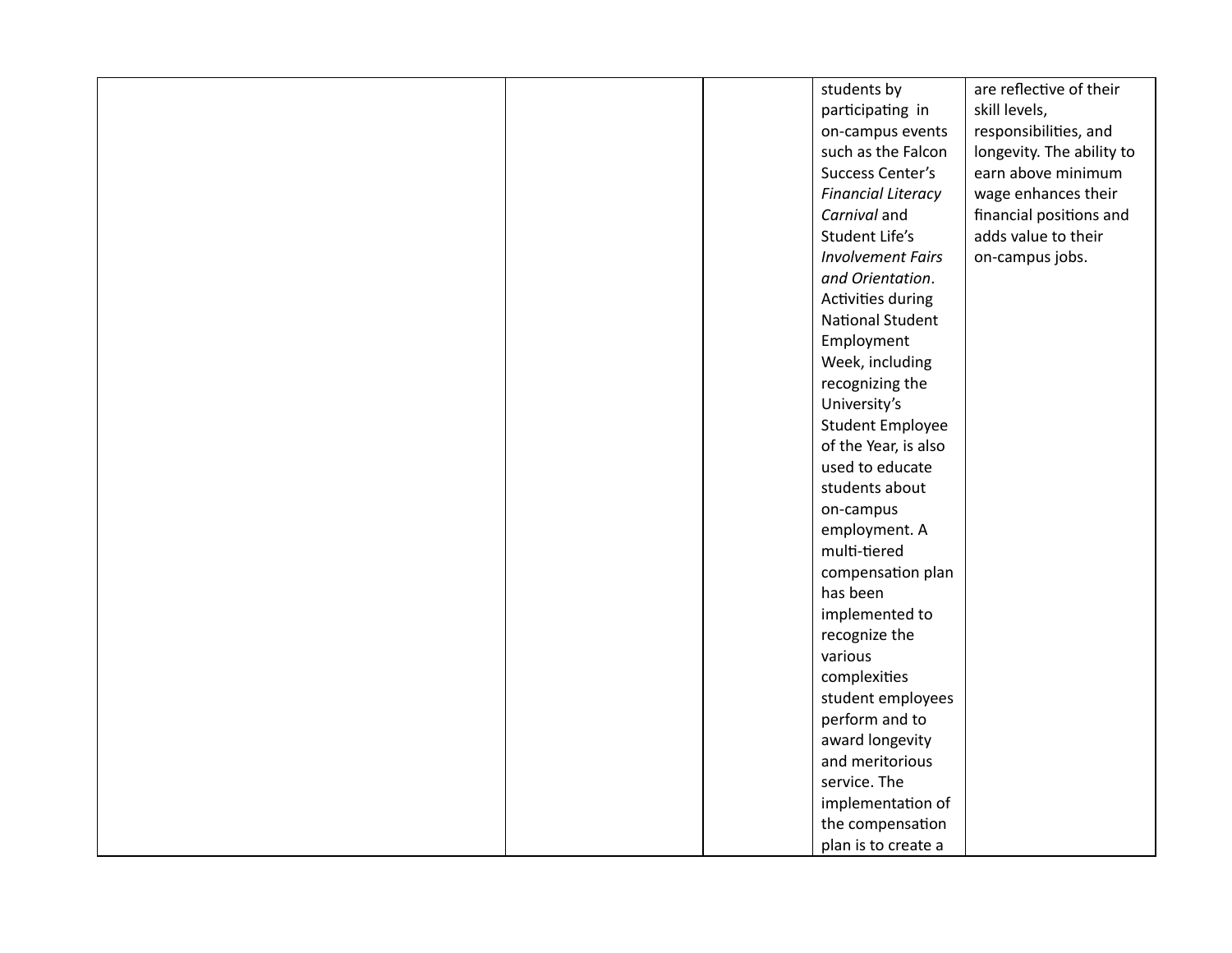| | | | | |
|---|---|---|---|---|
| | | | students by participating in on-campus events such as the Falcon Success Center's *Financial Literacy Carnival* and Student Life's *Involvement Fairs and Orientation*. Activities during National Student Employment Week, including recognizing the University's Student Employee of the Year, is also used to educate students about on-campus employment. A multi-tiered compensation plan has been implemented to recognize the various complexities student employees perform and to award longevity and meritorious service. The implementation of the compensation plan is to create a | are reflective of their skill levels, responsibilities, and longevity. The ability to earn above minimum wage enhances their financial positions and adds value to their on-campus jobs. |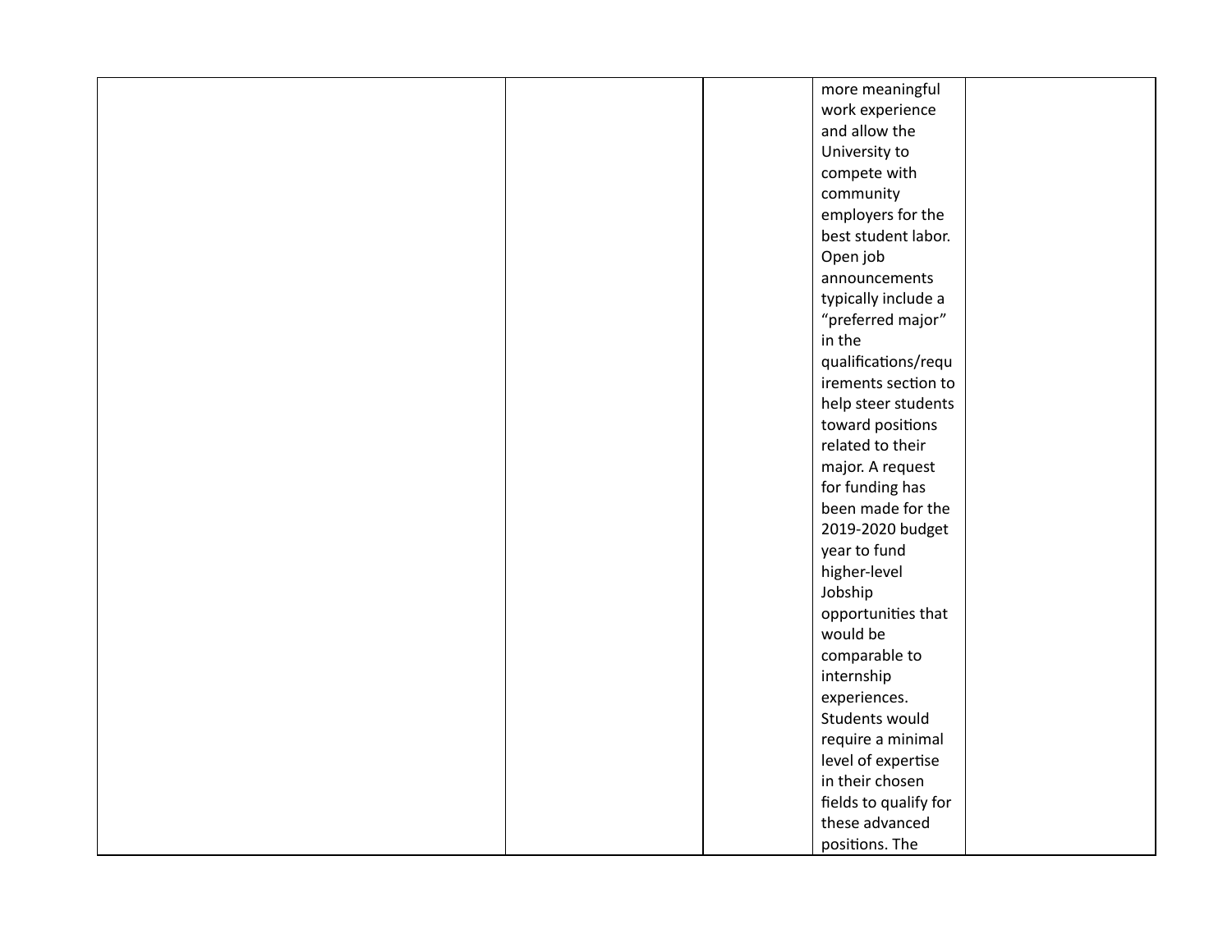| | | | | |
|---|---|---|---|---|
| | | | more meaningful work experience and allow the University to compete with community employers for the best student labor. Open job announcements typically include a "preferred major" in the qualifications/requirements section to help steer students toward positions related to their major. A request for funding has been made for the 2019-2020 budget year to fund higher-level Jobship opportunities that would be comparable to internship experiences. Students would require a minimal level of expertise in their chosen fields to qualify for these advanced positions. The | |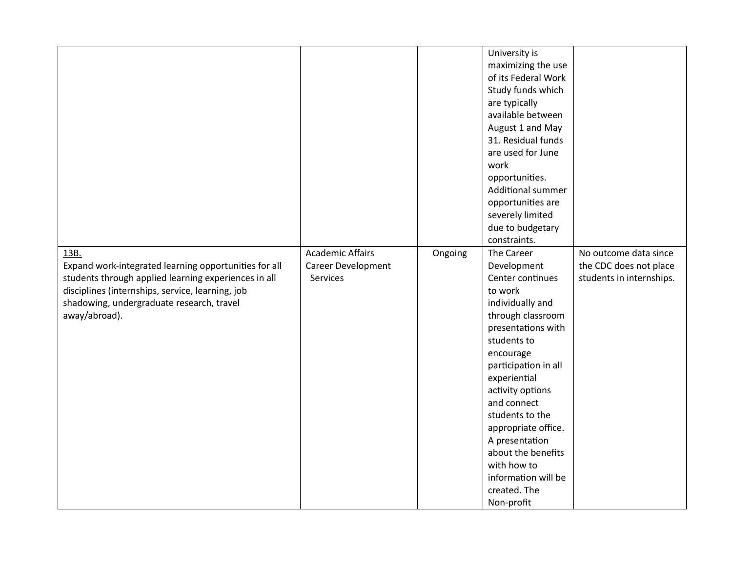| | | | | |
|---|---|---|---|---|
| | | | University is maximizing the use of its Federal Work Study funds which are typically available between August 1 and May 31. Residual funds are used for June work opportunities. Additional summer opportunities are severely limited due to budgetary constraints. | |
| 13B.<br>Expand work-integrated learning opportunities for all students through applied learning experiences in all disciplines (internships, service, learning, job shadowing, undergraduate research, travel away/abroad). | Academic Affairs<br>Career Development Services | Ongoing | The Career Development Center continues to work individually and through classroom presentations with students to encourage participation in all experiential activity options and connect students to the appropriate office. A presentation about the benefits with how to information will be created. The Non-profit | No outcome data since the CDC does not place students in internships. |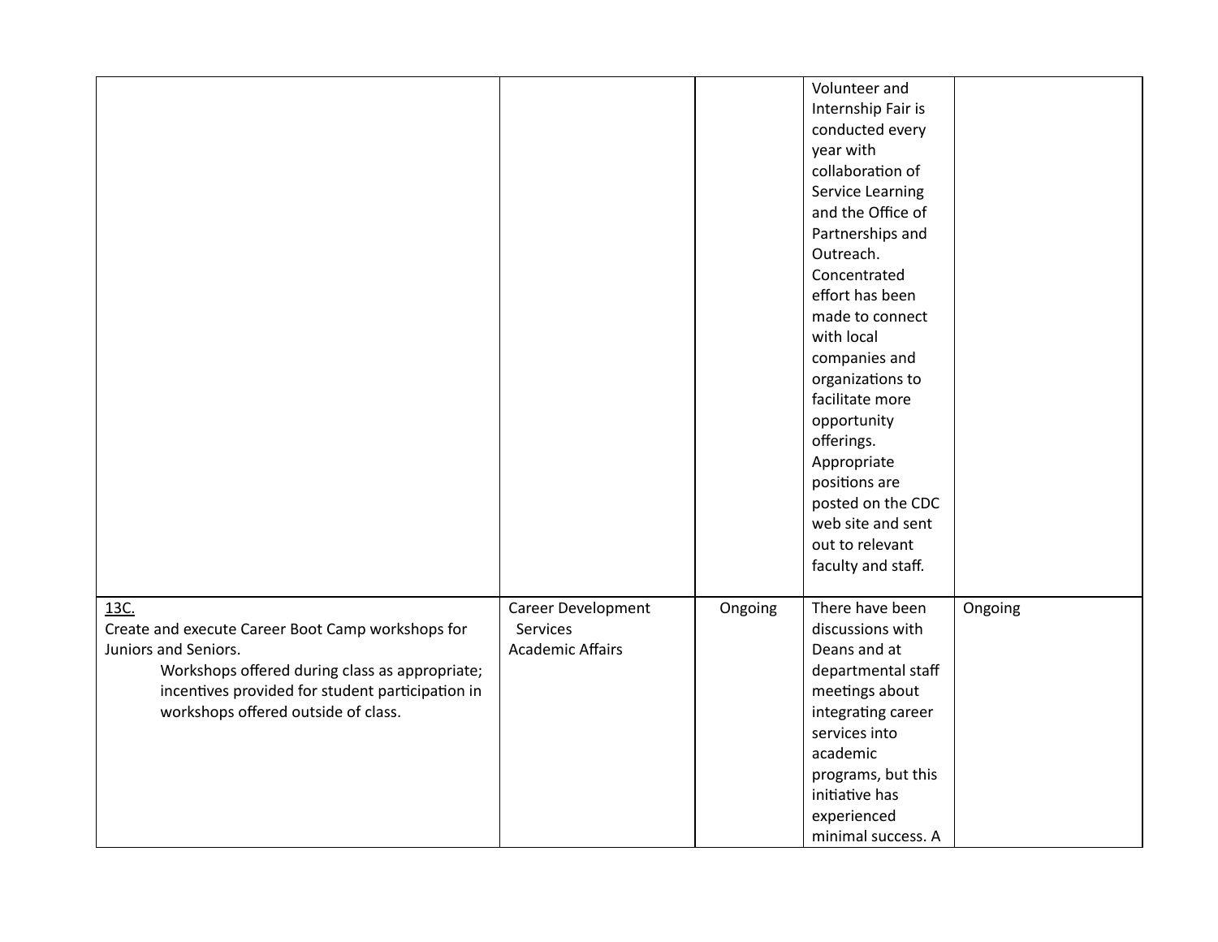| | | | | |
|---|---|---|---|---|
| | | | Volunteer and Internship Fair is conducted every year with collaboration of Service Learning and the Office of Partnerships and Outreach. Concentrated effort has been made to connect with local companies and organizations to facilitate more opportunity offerings. Appropriate positions are posted on the CDC web site and sent out to relevant faculty and staff. | |
| <u>13C.</u><br>Create and execute Career Boot Camp workshops for Juniors and Seniors.<br>Workshops offered during class as appropriate; incentives provided for student participation in workshops offered outside of class. | Career Development Services<br>Academic Affairs | Ongoing | There have been discussions with Deans and at departmental staff meetings about integrating career services into academic programs, but this initiative has experienced minimal success. A | Ongoing |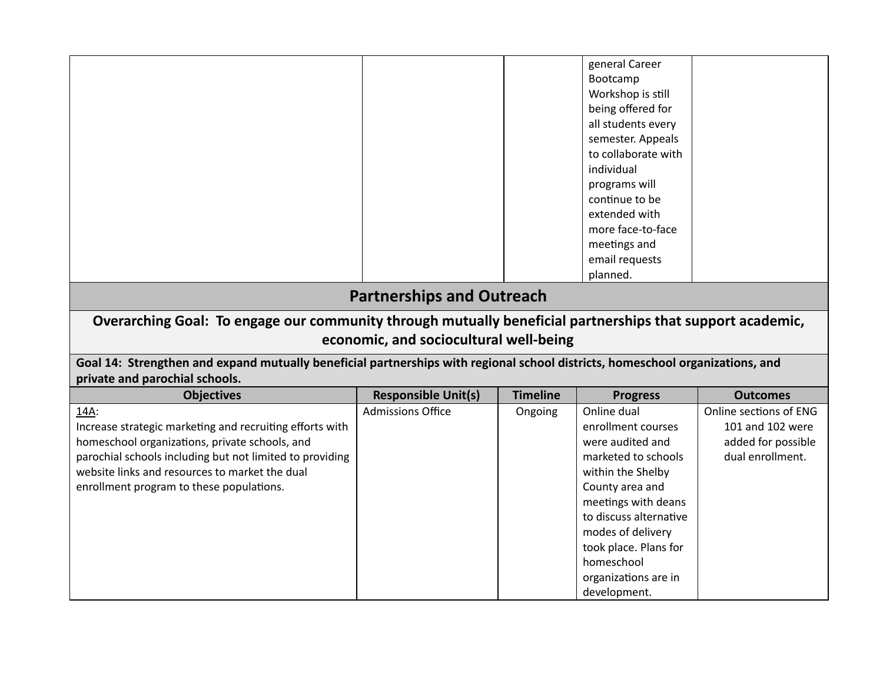| | | | | |
|---|---|---|---|---|
| | | | general Career Bootcamp Workshop is still being offered for all students every semester. Appeals to collaborate with individual programs will continue to be extended with more face-to-face meetings and email requests planned. | |

## Partnerships and Outreach

### Overarching Goal: To engage our community through mutually beneficial partnerships that support academic, economic, and sociocultural well-being

**Goal 14: Strengthen and expand mutually beneficial partnerships with regional school districts, homeschool organizations, and private and parochial schools.**

| Objectives | Responsible Unit(s) | Timeline | Progress | Outcomes |
|---|---|---|---|---|
| 14A: Increase strategic marketing and recruiting efforts with homeschool organizations, private schools, and parochial schools including but not limited to providing website links and resources to market the dual enrollment program to these populations. | Admissions Office | Ongoing | Online dual enrollment courses were audited and marketed to schools within the Shelby County area and meetings with deans to discuss alternative modes of delivery took place. Plans for homeschool organizations are in development. | Online sections of ENG 101 and 102 were added for possible dual enrollment. |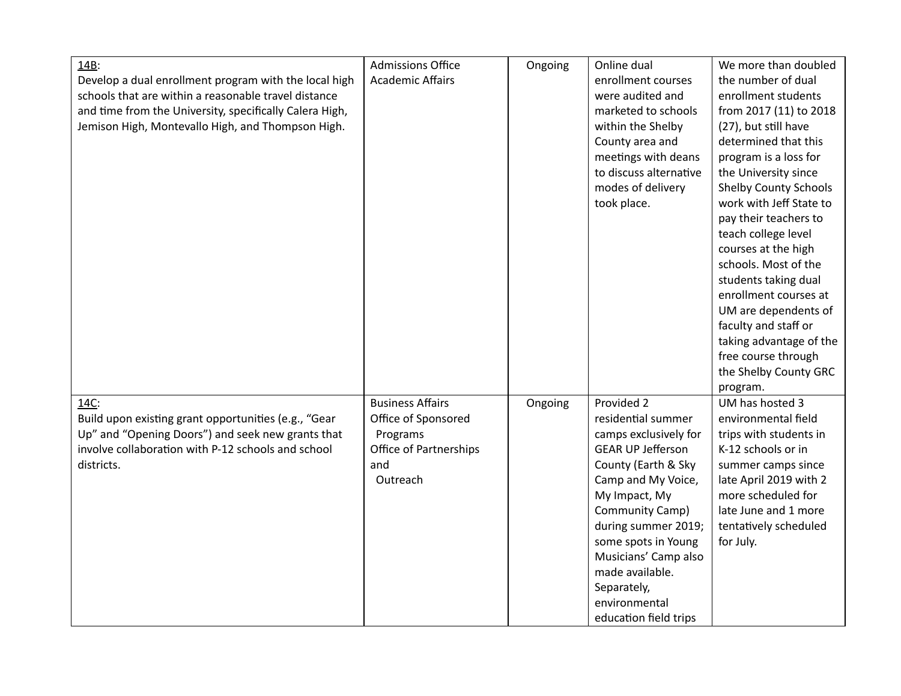| | | | | |
|---|---|---|---|---|
| <u>14B</u>:<br>Develop a dual enrollment program with the local high schools that are within a reasonable travel distance and time from the University, specifically Calera High, Jemison High, Montevallo High, and Thompson High. | Admissions Office<br>Academic Affairs | Ongoing | Online dual enrollment courses were audited and marketed to schools within the Shelby County area and meetings with deans to discuss alternative modes of delivery took place. | We more than doubled the number of dual enrollment students from 2017 (11) to 2018 (27), but still have determined that this program is a loss for the University since Shelby County Schools work with Jeff State to pay their teachers to teach college level courses at the high schools. Most of the students taking dual enrollment courses at UM are dependents of faculty and staff or taking advantage of the free course through the Shelby County GRC program. |
| <u>14C</u>:<br>Build upon existing grant opportunities (e.g., "Gear Up" and "Opening Doors") and seek new grants that involve collaboration with P-12 schools and school districts. | Business Affairs<br>Office of Sponsored Programs<br>Office of Partnerships and Outreach | Ongoing | Provided 2 residential summer camps exclusively for GEAR UP Jefferson County (Earth & Sky Camp and My Voice, My Impact, My Community Camp) during summer 2019; some spots in Young Musicians' Camp also made available. Separately, environmental education field trips | UM has hosted 3 environmental field trips with students in K-12 schools or in summer camps since late April 2019 with 2 more scheduled for late June and 1 more tentatively scheduled for July. |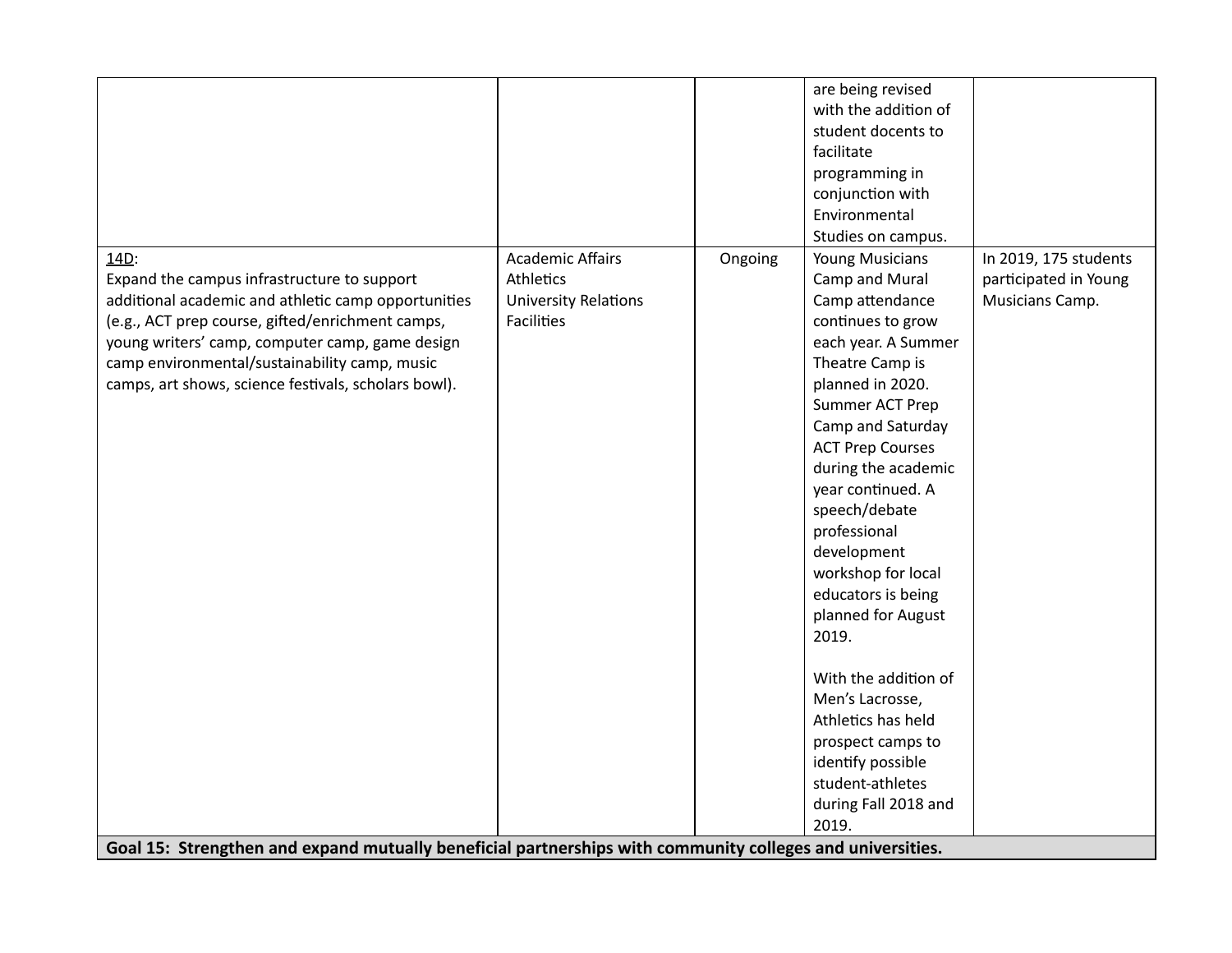| | | | | |
|---|---|---|---|---|
| | | | are being revised with the addition of student docents to facilitate programming in conjunction with Environmental Studies on campus. | |
| 14D:<br>Expand the campus infrastructure to support additional academic and athletic camp opportunities (e.g., ACT prep course, gifted/enrichment camps, young writers' camp, computer camp, game design camp environmental/sustainability camp, music camps, art shows, science festivals, scholars bowl). | Academic Affairs<br>Athletics<br>University Relations<br>Facilities | Ongoing | Young Musicians Camp and Mural Camp attendance continues to grow each year. A Summer Theatre Camp is planned in 2020. Summer ACT Prep Camp and Saturday ACT Prep Courses during the academic year continued. A speech/debate professional development workshop for local educators is being planned for August 2019.<br><br>With the addition of Men's Lacrosse, Athletics has held prospect camps to identify possible student-athletes during Fall 2018 and 2019. | In 2019, 175 students participated in Young Musicians Camp. |
| **Goal 15: Strengthen and expand mutually beneficial partnerships with community colleges and universities.** | | | | |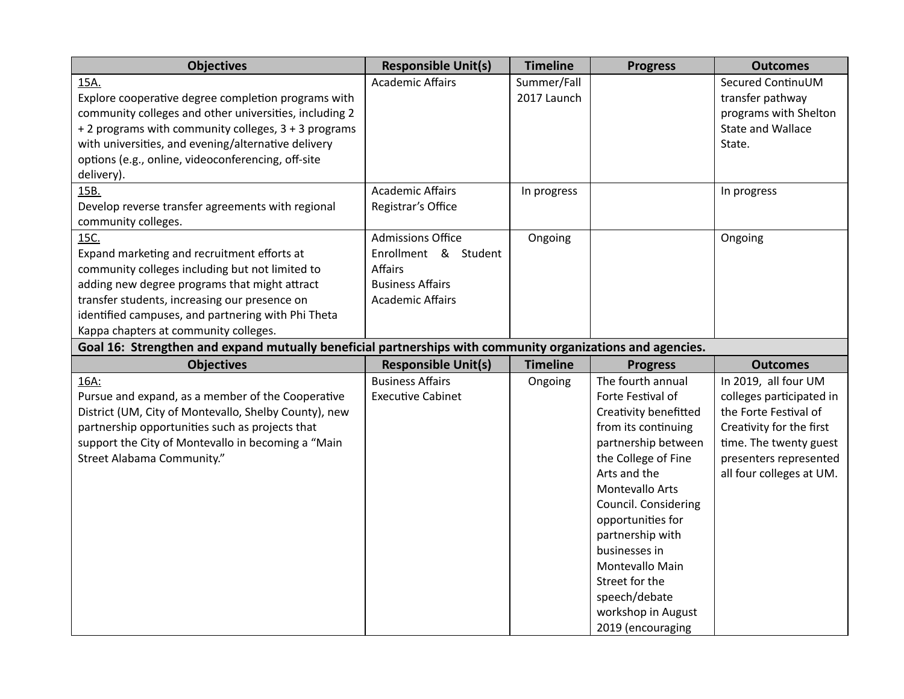| Objectives | Responsible Unit(s) | Timeline | Progress | Outcomes |
|---|---|---|---|---|
| 15A.<br>Explore cooperative degree completion programs with community colleges and other universities, including 2 + 2 programs with community colleges, 3 + 3 programs with universities, and evening/alternative delivery options (e.g., online, videoconferencing, off-site delivery). | Academic Affairs | Summer/Fall 2017 Launch | | Secured ContinuUM transfer pathway programs with Shelton State and Wallace State. |
| 15B.<br>Develop reverse transfer agreements with regional community colleges. | Academic Affairs<br>Registrar's Office | In progress | | In progress |
| 15C.<br>Expand marketing and recruitment efforts at community colleges including but not limited to adding new degree programs that might attract transfer students, increasing our presence on identified campuses, and partnering with Phi Theta Kappa chapters at community colleges. | Admissions Office<br>Enrollment & Student Affairs<br>Business Affairs<br>Academic Affairs | Ongoing | | Ongoing |
| **Goal 16: Strengthen and expand mutually beneficial partnerships with community organizations and agencies.** | | | | |
| **Objectives** | **Responsible Unit(s)** | **Timeline** | **Progress** | **Outcomes** |
| 16A:<br>Pursue and expand, as a member of the Cooperative District (UM, City of Montevallo, Shelby County), new partnership opportunities such as projects that support the City of Montevallo in becoming a "Main Street Alabama Community." | Business Affairs<br>Executive Cabinet | Ongoing | The fourth annual Forte Festival of Creativity benefitted from its continuing partnership between the College of Fine Arts and the Montevallo Arts Council. Considering opportunities for partnership with businesses in Montevallo Main Street for the speech/debate workshop in August 2019 (encouraging | In 2019, all four UM colleges participated in the Forte Festival of Creativity for the first time. The twenty guest presenters represented all four colleges at UM. |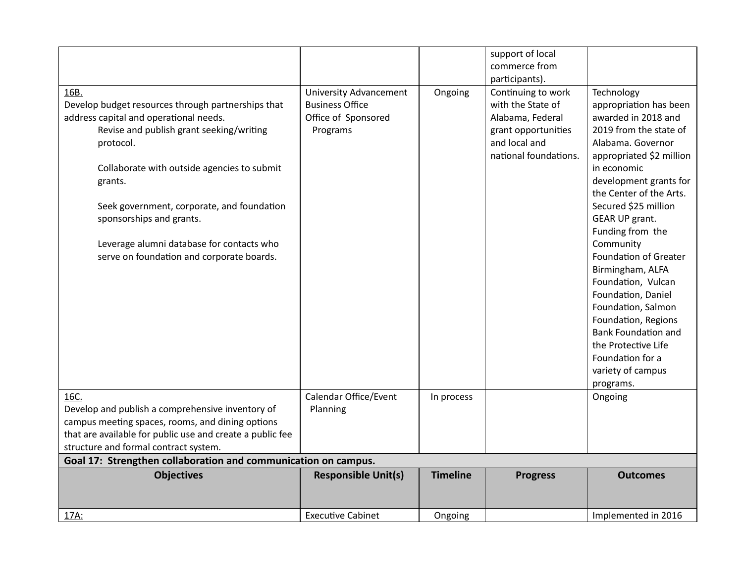| | | | support of local commerce from participants). | |
|---|---|---|---|---|
| <u>16B.</u><br>Develop budget resources through partnerships that address capital and operational needs.<br>Revise and publish grant seeking/writing protocol.<br><br>Collaborate with outside agencies to submit grants.<br><br>Seek government, corporate, and foundation sponsorships and grants.<br><br>Leverage alumni database for contacts who serve on foundation and corporate boards. | University Advancement<br>Business Office<br>Office of Sponsored Programs | Ongoing | Continuing to work with the State of Alabama, Federal grant opportunities and local and national foundations. | Technology appropriation has been awarded in 2018 and 2019 from the state of Alabama. Governor appropriated $2 million in economic development grants for the Center of the Arts. Secured $25 million GEAR UP grant. Funding from the Community Foundation of Greater Birmingham, ALFA Foundation, Vulcan Foundation, Daniel Foundation, Salmon Foundation, Regions Bank Foundation and the Protective Life Foundation for a variety of campus programs. |
| <u>16C.</u><br>Develop and publish a comprehensive inventory of campus meeting spaces, rooms, and dining options that are available for public use and create a public fee structure and formal contract system. | Calendar Office/Event Planning | In process | | Ongoing |
| **Goal 17: Strengthen collaboration and communication on campus.** | | | | |
| **Objectives** | **Responsible Unit(s)** | **Timeline** | **Progress** | **Outcomes** |
| <u>17A:</u> | Executive Cabinet | Ongoing | | Implemented in 2016 |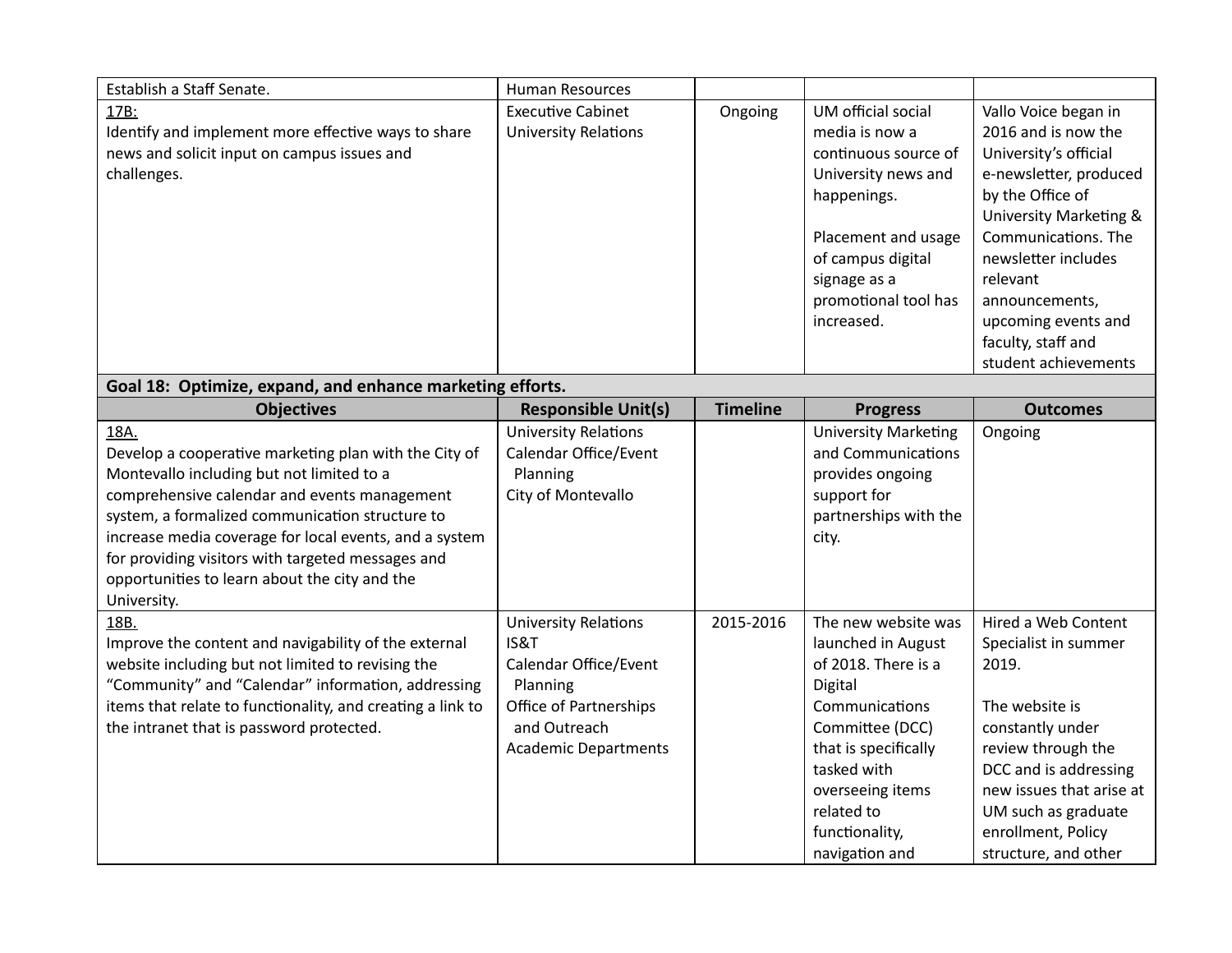| Objectives | Responsible Unit(s) | Timeline | Progress | Outcomes |
|---|---|---|---|---|
| Establish a Staff Senate. | Human Resources | | | |
| 17B:<br>Identify and implement more effective ways to share news and solicit input on campus issues and challenges. | Executive Cabinet<br>University Relations | Ongoing | UM official social media is now a continuous source of University news and happenings.<br><br>Placement and usage of campus digital signage as a promotional tool has increased. | Vallo Voice began in 2016 and is now the University's official e-newsletter, produced by the Office of University Marketing & Communications. The newsletter includes relevant announcements, upcoming events and faculty, staff and student achievements |
| **Goal 18: Optimize, expand, and enhance marketing efforts.** | | | | |
| **Objectives** | **Responsible Unit(s)** | **Timeline** | **Progress** | **Outcomes** |
| 18A.<br>Develop a cooperative marketing plan with the City of Montevallo including but not limited to a comprehensive calendar and events management system, a formalized communication structure to increase media coverage for local events, and a system for providing visitors with targeted messages and opportunities to learn about the city and the University. | University Relations<br>Calendar Office/Event Planning<br>City of Montevallo | | University Marketing and Communications provides ongoing support for partnerships with the city. | Ongoing |
| 18B.<br>Improve the content and navigability of the external website including but not limited to revising the "Community" and "Calendar" information, addressing items that relate to functionality, and creating a link to the intranet that is password protected. | University Relations<br>IS&T<br>Calendar Office/Event Planning<br>Office of Partnerships and Outreach<br>Academic Departments | 2015-2016 | The new website was launched in August of 2018. There is a Digital Communications Committee (DCC) that is specifically tasked with overseeing items related to functionality, navigation and | Hired a Web Content Specialist in summer 2019.<br><br>The website is constantly under review through the DCC and is addressing new issues that arise at UM such as graduate enrollment, Policy structure, and other |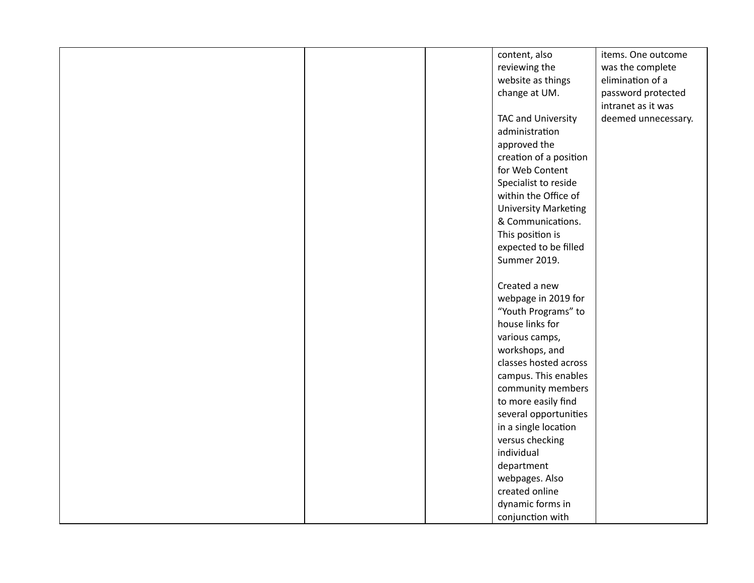| | | | | |
|---|---|---|---|---|
| | | | content, also reviewing the website as things change at UM.<br><br>TAC and University administration approved the creation of a position for Web Content Specialist to reside within the Office of University Marketing & Communications. This position is expected to be filled Summer 2019.<br><br>Created a new webpage in 2019 for “Youth Programs” to house links for various camps, workshops, and classes hosted across campus. This enables community members to more easily find several opportunities in a single location versus checking individual department webpages. Also created online dynamic forms in conjunction with | items. One outcome was the complete elimination of a password protected intranet as it was deemed unnecessary. |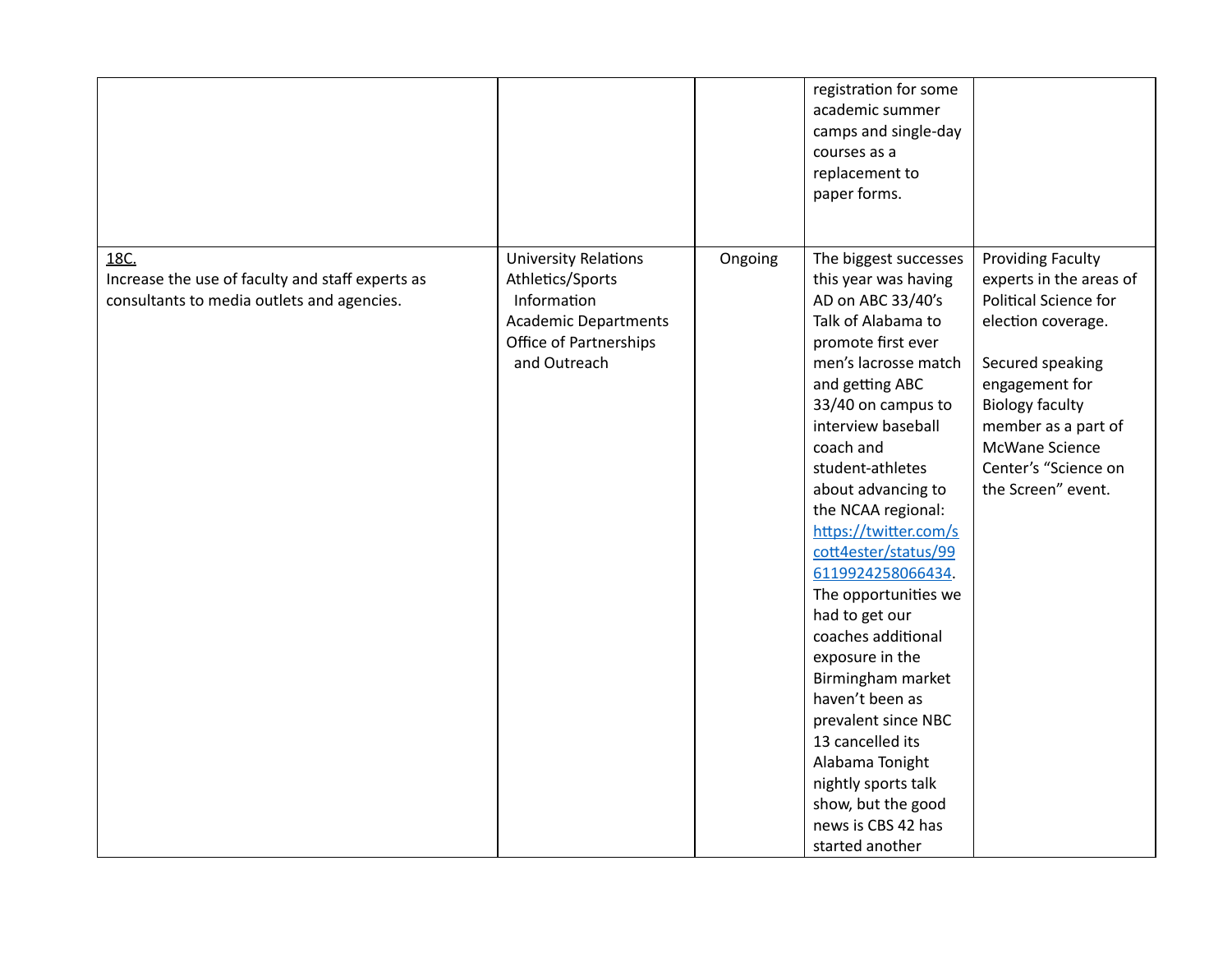| | | | | |
|---|---|---|---|---|
| | | | registration for some academic summer camps and single-day courses as a replacement to paper forms. | |
| 18C.<br>Increase the use of faculty and staff experts as consultants to media outlets and agencies. | University Relations<br>Athletics/Sports Information<br>Academic Departments<br>Office of Partnerships and Outreach | Ongoing | The biggest successes this year was having AD on ABC 33/40's Talk of Alabama to promote first ever men's lacrosse match and getting ABC 33/40 on campus to interview baseball coach and student-athletes about advancing to the NCAA regional: https://twitter.com/scott4ester/status/996119924258066434. The opportunities we had to get our coaches additional exposure in the Birmingham market haven't been as prevalent since NBC 13 cancelled its Alabama Tonight nightly sports talk show, but the good news is CBS 42 has started another | Providing Faculty experts in the areas of Political Science for election coverage.<br><br>Secured speaking engagement for Biology faculty member as a part of McWane Science Center's "Science on the Screen" event. |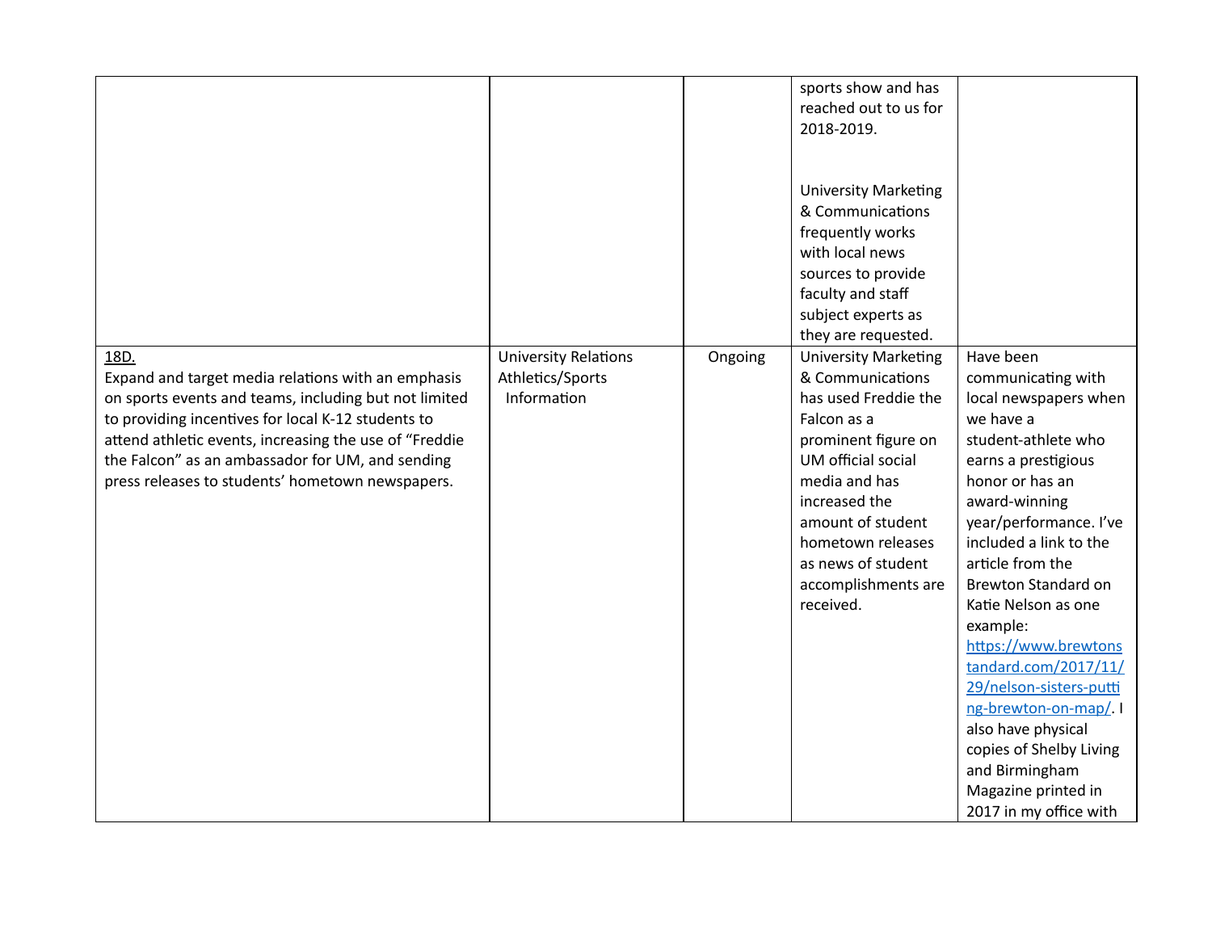| | | | | |
|---|---|---|---|---|
| | | | sports show and has reached out to us for 2018-2019.<br><br>University Marketing & Communications frequently works with local news sources to provide faculty and staff subject experts as they are requested. | |
| 18D.<br>Expand and target media relations with an emphasis on sports events and teams, including but not limited to providing incentives for local K-12 students to attend athletic events, increasing the use of "Freddie the Falcon" as an ambassador for UM, and sending press releases to students' hometown newspapers. | University Relations<br>Athletics/Sports Information | Ongoing | University Marketing & Communications has used Freddie the Falcon as a prominent figure on UM official social media and has increased the amount of student hometown releases as news of student accomplishments are received. | Have been communicating with local newspapers when we have a student-athlete who earns a prestigious honor or has an award-winning year/performance. I've included a link to the article from the Brewton Standard on Katie Nelson as one example: https://www.brewtonstandard.com/2017/11/29/nelson-sisters-putting-brewton-on-map/. I also have physical copies of Shelby Living and Birmingham Magazine printed in 2017 in my office with |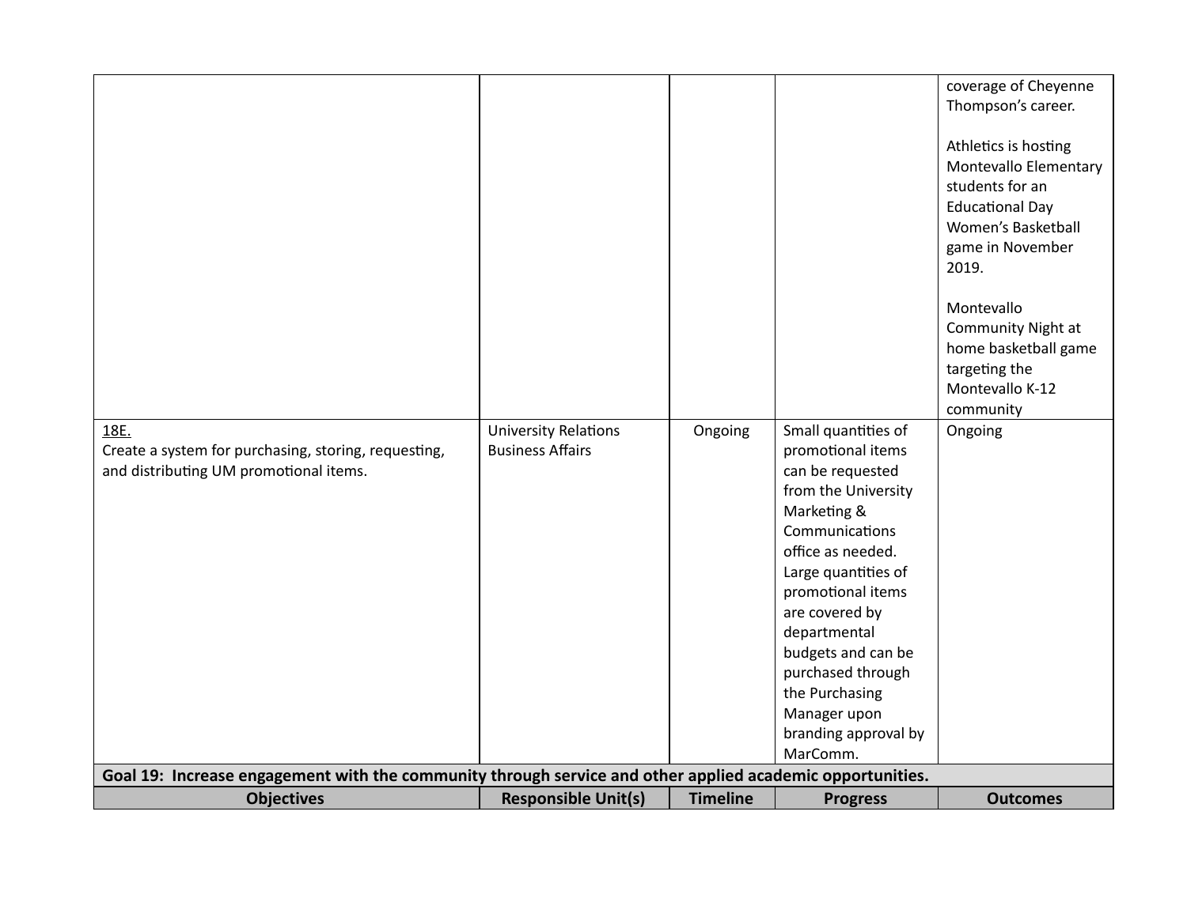| Objectives | Responsible Unit(s) | Timeline | Progress | Outcomes |
|---|---|---|---|---|
| | | | | coverage of Cheyenne Thompson's career.<br><br>Athletics is hosting Montevallo Elementary students for an Educational Day Women's Basketball game in November 2019.<br><br>Montevallo Community Night at home basketball game targeting the Montevallo K-12 community |
| 18E.<br>Create a system for purchasing, storing, requesting, and distributing UM promotional items. | University Relations<br>Business Affairs | Ongoing | Small quantities of promotional items can be requested from the University Marketing & Communications office as needed. Large quantities of promotional items are covered by departmental budgets and can be purchased through the Purchasing Manager upon branding approval by MarComm. | Ongoing |

**Goal 19: Increase engagement with the community through service and other applied academic opportunities.**

| Objectives | Responsible Unit(s) | Timeline | Progress | Outcomes |
|---|---|---|---|---|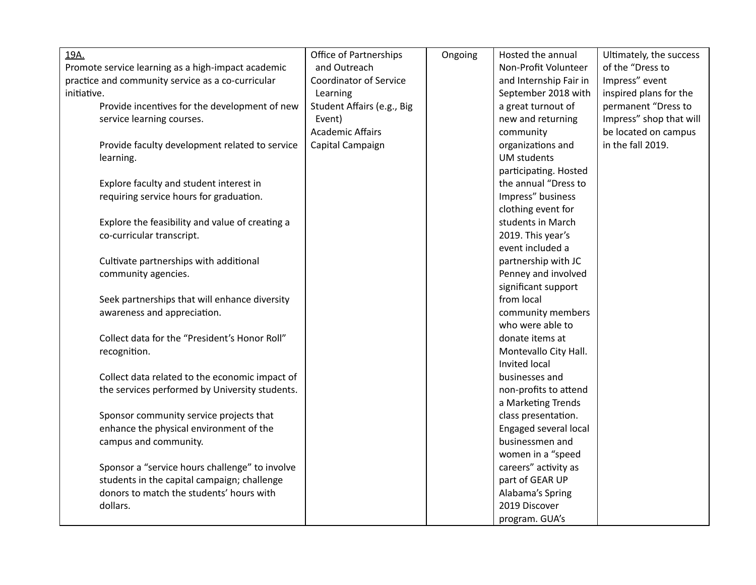| | | | | |
|---|---|---|---|---|
| <u>19A.</u><br>Promote service learning as a high-impact academic practice and community service as a co-curricular initiative.<br>Provide incentives for the development of new service learning courses.<br><br>Provide faculty development related to service learning.<br><br>Explore faculty and student interest in requiring service hours for graduation.<br><br>Explore the feasibility and value of creating a co-curricular transcript.<br><br>Cultivate partnerships with additional community agencies.<br><br>Seek partnerships that will enhance diversity awareness and appreciation.<br><br>Collect data for the "President's Honor Roll" recognition.<br><br>Collect data related to the economic impact of the services performed by University students.<br><br>Sponsor community service projects that enhance the physical environment of the campus and community.<br><br>Sponsor a "service hours challenge" to involve students in the capital campaign; challenge donors to match the students' hours with dollars. | Office of Partnerships and Outreach<br>Coordinator of Service Learning<br>Student Affairs (e.g., Big Event)<br>Academic Affairs<br>Capital Campaign | Ongoing | Hosted the annual Non-Profit Volunteer and Internship Fair in September 2018 with a great turnout of new and returning community organizations and UM students participating. Hosted the annual "Dress to Impress" business clothing event for students in March 2019. This year's event included a partnership with JC Penney and involved significant support from local community members who were able to donate items at Montevallo City Hall. Invited local businesses and non-profits to attend a Marketing Trends class presentation. Engaged several local businessmen and women in a "speed careers" activity as part of GEAR UP Alabama's Spring 2019 Discover program. GUA's | Ultimately, the success of the "Dress to Impress" event inspired plans for the permanent "Dress to Impress" shop that will be located on campus in the fall 2019. |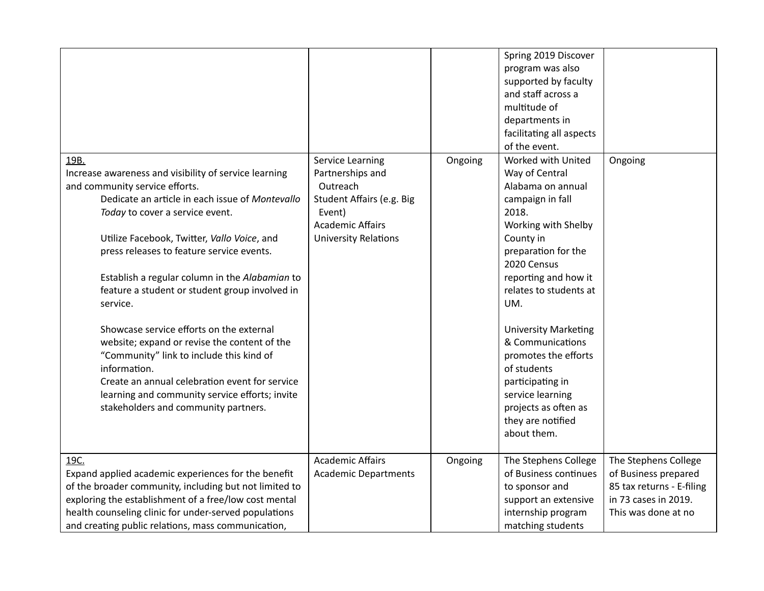| | | | | |
|---|---|---|---|---|
| | | | Spring 2019 Discover program was also supported by faculty and staff across a multitude of departments in facilitating all aspects of the event. | |
| <u>19B.</u><br>Increase awareness and visibility of service learning and community service efforts.<br>Dedicate an article in each issue of *Montevallo Today* to cover a service event.<br><br>Utilize Facebook, Twitter, *Vallo Voice*, and press releases to feature service events.<br><br>Establish a regular column in the *Alabamian* to feature a student or student group involved in service.<br><br>Showcase service efforts on the external website; expand or revise the content of the "Community" link to include this kind of information.<br>Create an annual celebration event for service learning and community service efforts; invite stakeholders and community partners. | Service Learning Partnerships and Outreach<br>Student Affairs (e.g. Big Event)<br>Academic Affairs<br>University Relations | Ongoing | Worked with United Way of Central Alabama on annual campaign in fall 2018.<br>Working with Shelby County in preparation for the 2020 Census reporting and how it relates to students at UM.<br><br>University Marketing & Communications promotes the efforts of students participating in service learning projects as often as they are notified about them. | Ongoing |
| <u>19C.</u><br>Expand applied academic experiences for the benefit of the broader community, including but not limited to exploring the establishment of a free/low cost mental health counseling clinic for under-served populations and creating public relations, mass communication, | Academic Affairs<br>Academic Departments | Ongoing | The Stephens College of Business continues to sponsor and support an extensive internship program matching students | The Stephens College of Business prepared 85 tax returns - E-filing in 73 cases in 2019. This was done at no |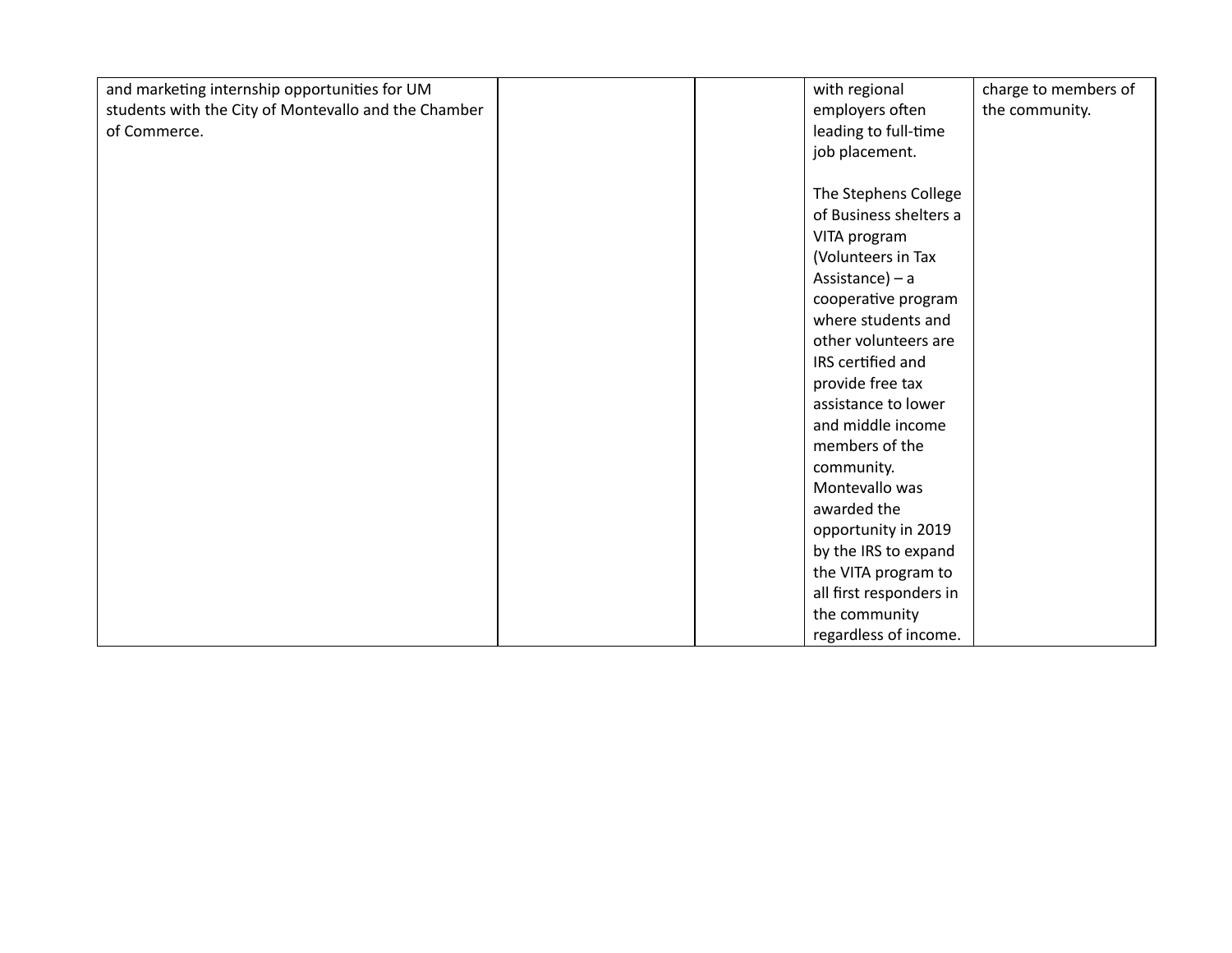| | | | | |
|---|---|---|---|---|
| and marketing internship opportunities for UM students with the City of Montevallo and the Chamber of Commerce. | | | with regional employers often leading to full-time job placement.<br><br>The Stephens College of Business shelters a VITA program (Volunteers in Tax Assistance) – a cooperative program where students and other volunteers are IRS certified and provide free tax assistance to lower and middle income members of the community. Montevallo was awarded the opportunity in 2019 by the IRS to expand the VITA program to all first responders in the community regardless of income. | charge to members of the community. |